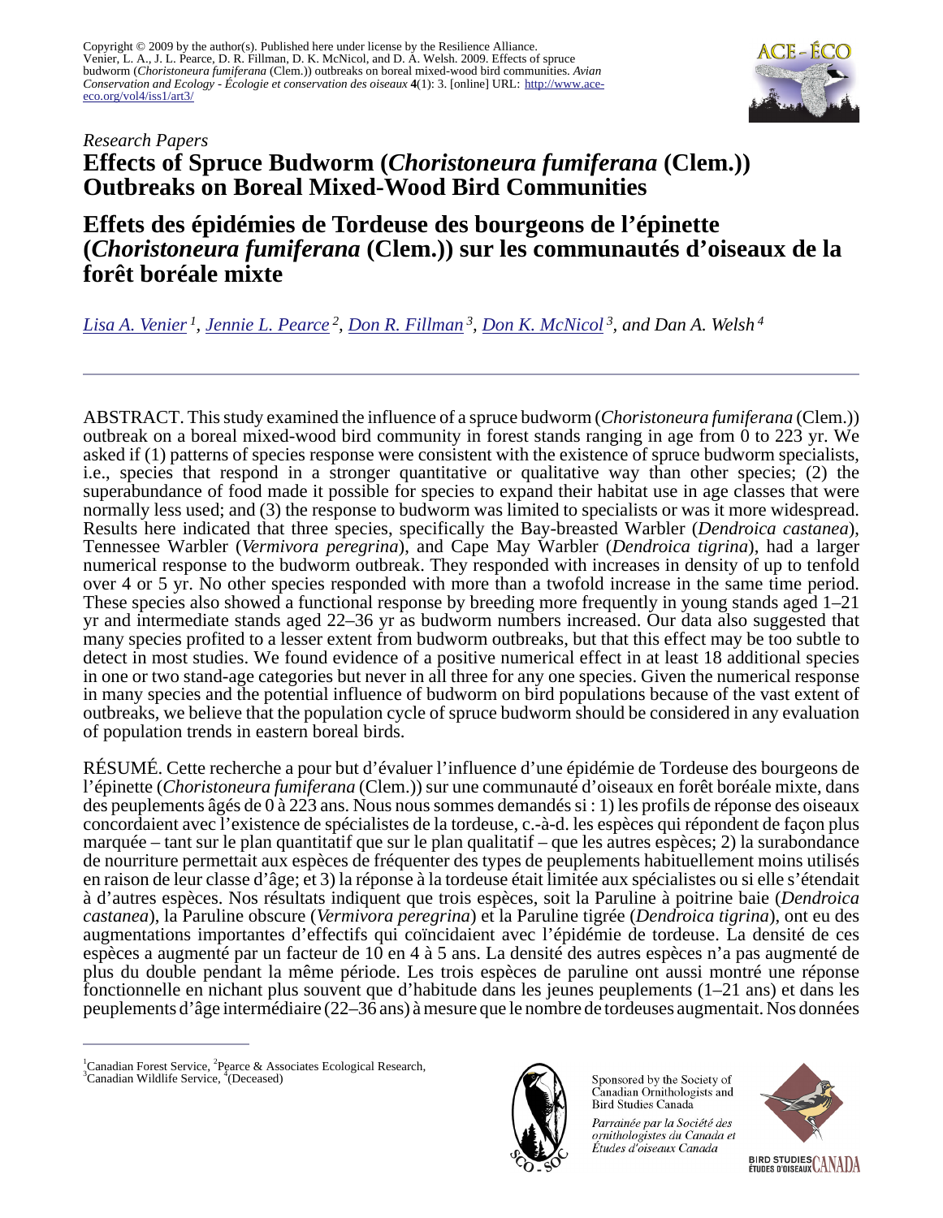Copyright © 2009 by the author(s). Published here under license by the Resilience Alliance.
Venier, L. A., J. L. Pearce, D. R. Fillman, D. K. McNicol, and D. A. Welsh. 2009. Effects of spruce budworm (*Choristoneura fumiferana* (Clem.)) outbreaks on boreal mixed-wood bird communities. *Avian Conservation and Ecology - Écologie et conservation des oiseaux* **4**(1): 3. [online] URL: http://www.ace-eco.org/vol4/iss1/art3/

*Research Papers*

# Effects of Spruce Budworm (*Choristoneura fumiferana* (Clem.)) Outbreaks on Boreal Mixed-Wood Bird Communities

# Effets des épidémies de Tordeuse des bourgeons de l'épinette (*Choristoneura fumiferana* (Clem.)) sur les communautés d'oiseaux de la forêt boréale mixte

*Lisa A. Venier [1], Jennie L. Pearce [2], Don R. Fillman [3], Don K. McNicol [3], and Dan A. Welsh [4]*

---

ABSTRACT. This study examined the influence of a spruce budworm (*Choristoneura fumiferana* (Clem.)) outbreak on a boreal mixed-wood bird community in forest stands ranging in age from 0 to 223 yr. We asked if (1) patterns of species response were consistent with the existence of spruce budworm specialists, i.e., species that respond in a stronger quantitative or qualitative way than other species; (2) the superabundance of food made it possible for species to expand their habitat use in age classes that were normally less used; and (3) the response to budworm was limited to specialists or was it more widespread. Results here indicated that three species, specifically the Bay-breasted Warbler (*Dendroica castanea*), Tennessee Warbler (*Vermivora peregrina*), and Cape May Warbler (*Dendroica tigrina*), had a larger numerical response to the budworm outbreak. They responded with increases in density of up to tenfold over 4 or 5 yr. No other species responded with more than a twofold increase in the same time period. These species also showed a functional response by breeding more frequently in young stands aged 1–21 yr and intermediate stands aged 22–36 yr as budworm numbers increased. Our data also suggested that many species profited to a lesser extent from budworm outbreaks, but that this effect may be too subtle to detect in most studies. We found evidence of a positive numerical effect in at least 18 additional species in one or two stand-age categories but never in all three for any one species. Given the numerical response in many species and the potential influence of budworm on bird populations because of the vast extent of outbreaks, we believe that the population cycle of spruce budworm should be considered in any evaluation of population trends in eastern boreal birds.

RÉSUMÉ. Cette recherche a pour but d'évaluer l'influence d'une épidémie de Tordeuse des bourgeons de l'épinette (*Choristoneura fumiferana* (Clem.)) sur une communauté d'oiseaux en forêt boréale mixte, dans des peuplements âgés de 0 à 223 ans. Nous nous sommes demandés si : 1) les profils de réponse des oiseaux concordaient avec l'existence de spécialistes de la tordeuse, c.-à-d. les espèces qui répondent de façon plus marquée – tant sur le plan quantitatif que sur le plan qualitatif – que les autres espèces; 2) la surabondance de nourriture permettait aux espèces de fréquenter des types de peuplements habituellement moins utilisés en raison de leur classe d'âge; et 3) la réponse à la tordeuse était limitée aux spécialistes ou si elle s'étendait à d'autres espèces. Nos résultats indiquent que trois espèces, soit la Paruline à poitrine baie (*Dendroica castanea*), la Paruline obscure (*Vermivora peregrina*) et la Paruline tigrée (*Dendroica tigrina*), ont eu des augmentations importantes d'effectifs qui coïncidaient avec l'épidémie de tordeuse. La densité de ces espèces a augmenté par un facteur de 10 en 4 à 5 ans. La densité des autres espèces n'a pas augmenté de plus du double pendant la même période. Les trois espèces de paruline ont aussi montré une réponse fonctionnelle en nichant plus souvent que d'habitude dans les jeunes peuplements (1–21 ans) et dans les peuplements d'âge intermédiaire (22–36 ans) à mesure que le nombre de tordeuses augmentait. Nos données

---

[1] Canadian Forest Service, [2] Pearce & Associates Ecological Research, [3] Canadian Wildlife Service, [4] (Deceased)

Sponsored by the Society of Canadian Ornithologists and Bird Studies Canada

*Parrainée par la Société des ornithologistes du Canada et Études d'oiseaux Canada*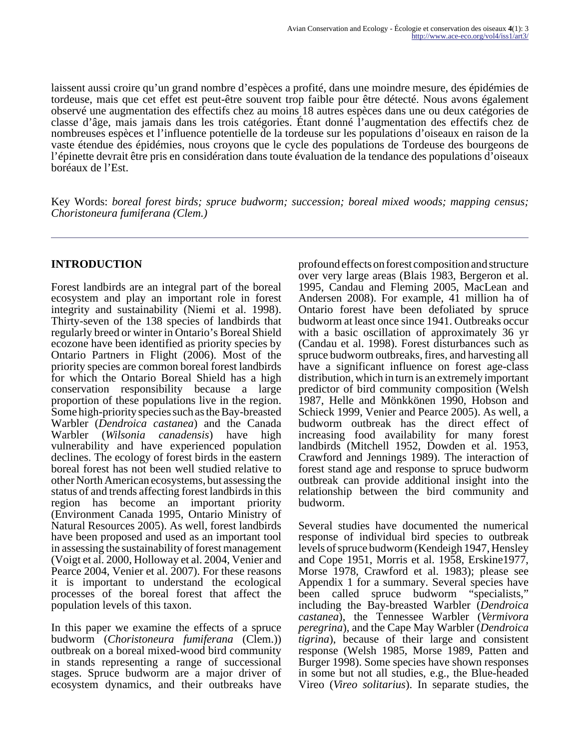laissent aussi croire qu'un grand nombre d'espèces a profité, dans une moindre mesure, des épidémies de tordeuse, mais que cet effet est peut-être souvent trop faible pour être détecté. Nous avons également observé une augmentation des effectifs chez au moins 18 autres espèces dans une ou deux catégories de classe d'âge, mais jamais dans les trois catégories. Étant donné l'augmentation des effectifs chez de nombreuses espèces et l'influence potentielle de la tordeuse sur les populations d'oiseaux en raison de la vaste étendue des épidémies, nous croyons que le cycle des populations de Tordeuse des bourgeons de l'épinette devrait être pris en considération dans toute évaluation de la tendance des populations d'oiseaux boréaux de l'Est.

Key Words: *boreal forest birds; spruce budworm; succession; boreal mixed woods; mapping census; Choristoneura fumiferana (Clem.)*

## INTRODUCTION

Forest landbirds are an integral part of the boreal ecosystem and play an important role in forest integrity and sustainability (Niemi et al. 1998). Thirty-seven of the 138 species of landbirds that regularly breed or winter in Ontario's Boreal Shield ecozone have been identified as priority species by Ontario Partners in Flight (2006). Most of the priority species are common boreal forest landbirds for which the Ontario Boreal Shield has a high conservation responsibility because a large proportion of these populations live in the region. Some high-priority species such as the Bay-breasted Warbler (*Dendroica castanea*) and the Canada Warbler (*Wilsonia canadensis*) have high vulnerability and have experienced population declines. The ecology of forest birds in the eastern boreal forest has not been well studied relative to other North American ecosystems, but assessing the status of and trends affecting forest landbirds in this region has become an important priority (Environment Canada 1995, Ontario Ministry of Natural Resources 2005). As well, forest landbirds have been proposed and used as an important tool in assessing the sustainability of forest management (Voigt et al. 2000, Holloway et al. 2004, Venier and Pearce 2004, Venier et al. 2007). For these reasons it is important to understand the ecological processes of the boreal forest that affect the population levels of this taxon.

In this paper we examine the effects of a spruce budworm (*Choristoneura fumiferana* (Clem.)) outbreak on a boreal mixed-wood bird community in stands representing a range of successional stages. Spruce budworm are a major driver of ecosystem dynamics, and their outbreaks have profound effects on forest composition and structure over very large areas (Blais 1983, Bergeron et al. 1995, Candau and Fleming 2005, MacLean and Andersen 2008). For example, 41 million ha of Ontario forest have been defoliated by spruce budworm at least once since 1941. Outbreaks occur with a basic oscillation of approximately 36 yr (Candau et al. 1998). Forest disturbances such as spruce budworm outbreaks, fires, and harvesting all have a significant influence on forest age-class distribution, which in turn is an extremely important predictor of bird community composition (Welsh 1987, Helle and Mönkkönen 1990, Hobson and Schieck 1999, Venier and Pearce 2005). As well, a budworm outbreak has the direct effect of increasing food availability for many forest landbirds (Mitchell 1952, Dowden et al. 1953, Crawford and Jennings 1989). The interaction of forest stand age and response to spruce budworm outbreak can provide additional insight into the relationship between the bird community and budworm.

Several studies have documented the numerical response of individual bird species to outbreak levels of spruce budworm (Kendeigh 1947, Hensley and Cope 1951, Morris et al. 1958, Erskine1977, Morse 1978, Crawford et al. 1983); please see Appendix 1 for a summary. Several species have been called spruce budworm "specialists," including the Bay-breasted Warbler (*Dendroica castanea*), the Tennessee Warbler (*Vermivora peregrina*), and the Cape May Warbler (*Dendroica tigrina*), because of their large and consistent response (Welsh 1985, Morse 1989, Patten and Burger 1998). Some species have shown responses in some but not all studies, e.g., the Blue-headed Vireo (*Vireo solitarius*). In separate studies, the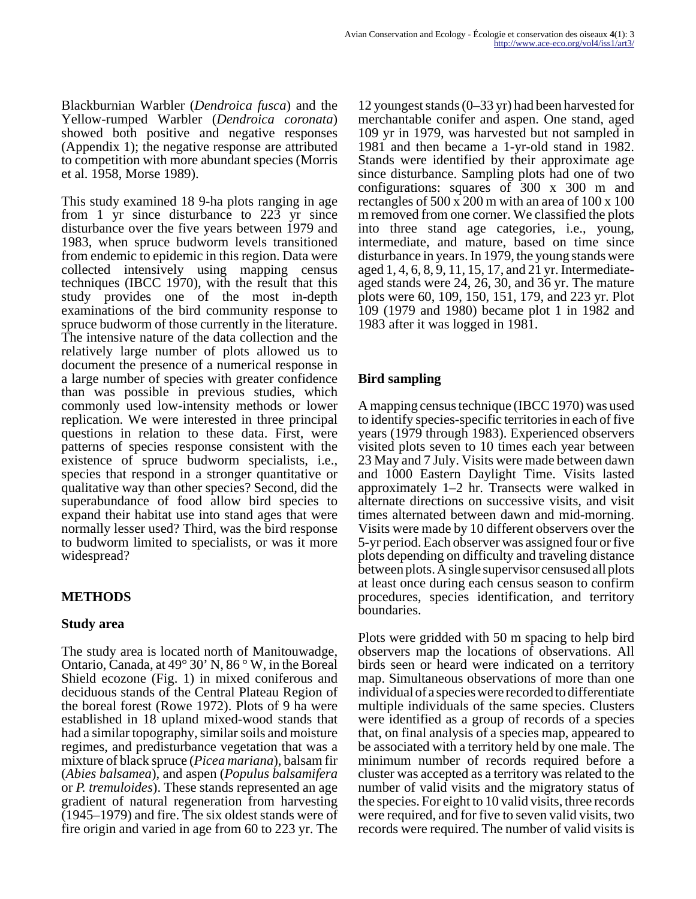Blackburnian Warbler (*Dendroica fusca*) and the Yellow-rumped Warbler (*Dendroica coronata*) showed both positive and negative responses (Appendix 1); the negative response are attributed to competition with more abundant species (Morris et al. 1958, Morse 1989).

This study examined 18 9-ha plots ranging in age from 1 yr since disturbance to 223 yr since disturbance over the five years between 1979 and 1983, when spruce budworm levels transitioned from endemic to epidemic in this region. Data were collected intensively using mapping census techniques (IBCC 1970), with the result that this study provides one of the most in-depth examinations of the bird community response to spruce budworm of those currently in the literature. The intensive nature of the data collection and the relatively large number of plots allowed us to document the presence of a numerical response in a large number of species with greater confidence than was possible in previous studies, which commonly used low-intensity methods or lower replication. We were interested in three principal questions in relation to these data. First, were patterns of species response consistent with the existence of spruce budworm specialists, i.e., species that respond in a stronger quantitative or qualitative way than other species? Second, did the superabundance of food allow bird species to expand their habitat use into stand ages that were normally lesser used? Third, was the bird response to budworm limited to specialists, or was it more widespread?

## METHODS

### Study area

The study area is located north of Manitouwadge, Ontario, Canada, at 49° 30' N, 86 ° W, in the Boreal Shield ecozone (Fig. 1) in mixed coniferous and deciduous stands of the Central Plateau Region of the boreal forest (Rowe 1972). Plots of 9 ha were established in 18 upland mixed-wood stands that had a similar topography, similar soils and moisture regimes, and predisturbance vegetation that was a mixture of black spruce (*Picea mariana*), balsam fir (*Abies balsamea*), and aspen (*Populus balsamifera* or *P. tremuloides*). These stands represented an age gradient of natural regeneration from harvesting (1945–1979) and fire. The six oldest stands were of fire origin and varied in age from 60 to 223 yr. The 12 youngest stands (0–33 yr) had been harvested for merchantable conifer and aspen. One stand, aged 109 yr in 1979, was harvested but not sampled in 1981 and then became a 1-yr-old stand in 1982. Stands were identified by their approximate age since disturbance. Sampling plots had one of two configurations: squares of 300 x 300 m and rectangles of 500 x 200 m with an area of 100 x 100 m removed from one corner. We classified the plots into three stand age categories, i.e., young, intermediate, and mature, based on time since disturbance in years. In 1979, the young stands were aged 1, 4, 6, 8, 9, 11, 15, 17, and 21 yr. Intermediate-aged stands were 24, 26, 30, and 36 yr. The mature plots were 60, 109, 150, 151, 179, and 223 yr. Plot 109 (1979 and 1980) became plot 1 in 1982 and 1983 after it was logged in 1981.

### Bird sampling

A mapping census technique (IBCC 1970) was used to identify species-specific territories in each of five years (1979 through 1983). Experienced observers visited plots seven to 10 times each year between 23 May and 7 July. Visits were made between dawn and 1000 Eastern Daylight Time. Visits lasted approximately 1–2 hr. Transects were walked in alternate directions on successive visits, and visit times alternated between dawn and mid-morning. Visits were made by 10 different observers over the 5-yr period. Each observer was assigned four or five plots depending on difficulty and traveling distance between plots. A single supervisor censused all plots at least once during each census season to confirm procedures, species identification, and territory boundaries.

Plots were gridded with 50 m spacing to help bird observers map the locations of observations. All birds seen or heard were indicated on a territory map. Simultaneous observations of more than one individual of a species were recorded to differentiate multiple individuals of the same species. Clusters were identified as a group of records of a species that, on final analysis of a species map, appeared to be associated with a territory held by one male. The minimum number of records required before a cluster was accepted as a territory was related to the number of valid visits and the migratory status of the species. For eight to 10 valid visits, three records were required, and for five to seven valid visits, two records were required. The number of valid visits is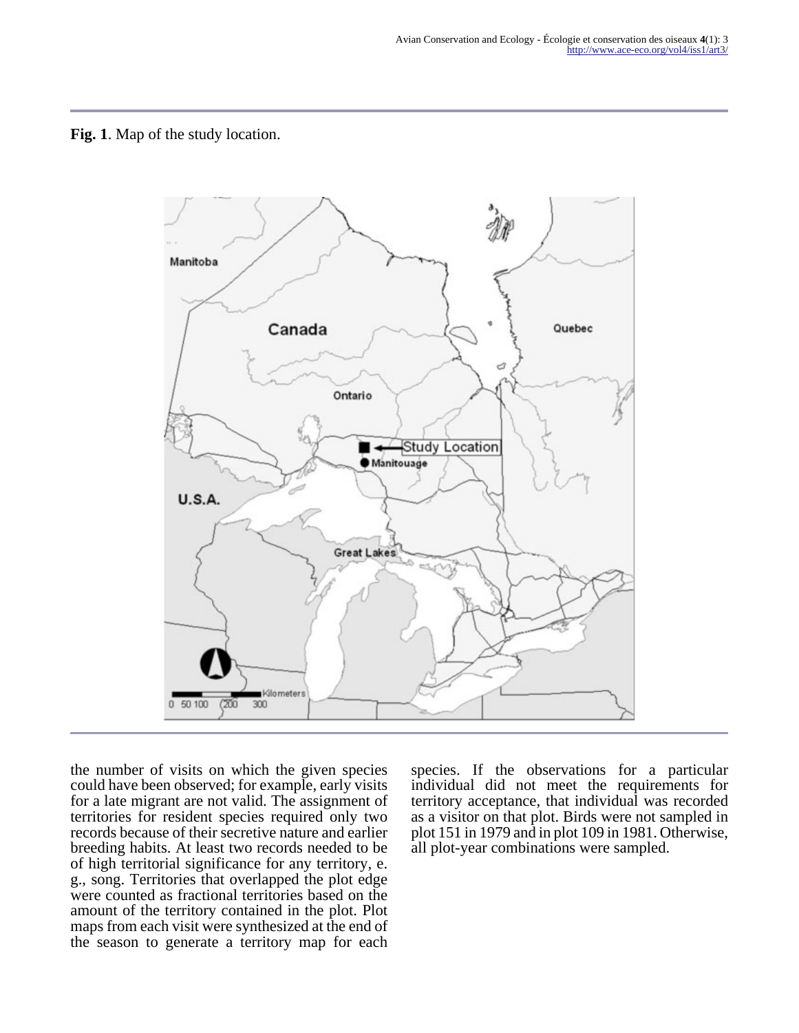**Fig. 1**. Map of the study location.

the number of visits on which the given species could have been observed; for example, early visits for a late migrant are not valid. The assignment of territories for resident species required only two records because of their secretive nature and earlier breeding habits. At least two records needed to be of high territorial significance for any territory, e. g., song. Territories that overlapped the plot edge were counted as fractional territories based on the amount of the territory contained in the plot. Plot maps from each visit were synthesized at the end of the season to generate a territory map for each species. If the observations for a particular individual did not meet the requirements for territory acceptance, that individual was recorded as a visitor on that plot. Birds were not sampled in plot 151 in 1979 and in plot 109 in 1981. Otherwise, all plot-year combinations were sampled.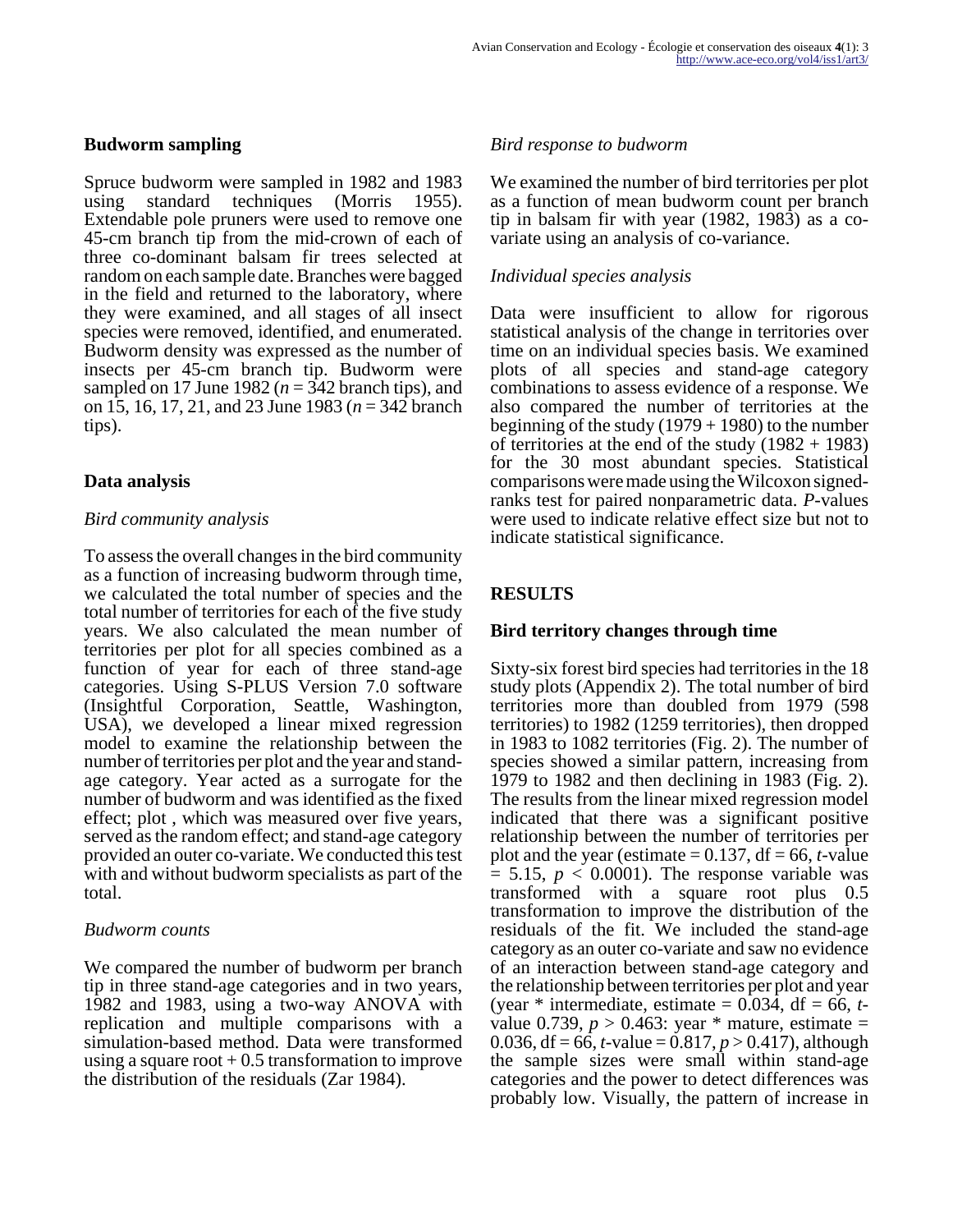## Budworm sampling

Spruce budworm were sampled in 1982 and 1983 using standard techniques (Morris 1955). Extendable pole pruners were used to remove one 45-cm branch tip from the mid-crown of each of three co-dominant balsam fir trees selected at random on each sample date. Branches were bagged in the field and returned to the laboratory, where they were examined, and all stages of all insect species were removed, identified, and enumerated. Budworm density was expressed as the number of insects per 45-cm branch tip. Budworm were sampled on 17 June 1982 ($n = 342$ branch tips), and on 15, 16, 17, 21, and 23 June 1983 ($n = 342$ branch tips).

## Data analysis

### *Bird community analysis*

To assess the overall changes in the bird community as a function of increasing budworm through time, we calculated the total number of species and the total number of territories for each of the five study years. We also calculated the mean number of territories per plot for all species combined as a function of year for each of three stand-age categories. Using S-PLUS Version 7.0 software (Insightful Corporation, Seattle, Washington, USA), we developed a linear mixed regression model to examine the relationship between the number of territories per plot and the year and stand-age category. Year acted as a surrogate for the number of budworm and was identified as the fixed effect; plot , which was measured over five years, served as the random effect; and stand-age category provided an outer co-variate. We conducted this test with and without budworm specialists as part of the total.

### *Budworm counts*

We compared the number of budworm per branch tip in three stand-age categories and in two years, 1982 and 1983, using a two-way ANOVA with replication and multiple comparisons with a simulation-based method. Data were transformed using a square root + 0.5 transformation to improve the distribution of the residuals (Zar 1984).

### *Bird response to budworm*

We examined the number of bird territories per plot as a function of mean budworm count per branch tip in balsam fir with year (1982, 1983) as a co-variate using an analysis of co-variance.

### *Individual species analysis*

Data were insufficient to allow for rigorous statistical analysis of the change in territories over time on an individual species basis. We examined plots of all species and stand-age category combinations to assess evidence of a response. We also compared the number of territories at the beginning of the study (1979 + 1980) to the number of territories at the end of the study (1982 + 1983) for the 30 most abundant species. Statistical comparisons were made using the Wilcoxon signed-ranks test for paired nonparametric data. *P*-values were used to indicate relative effect size but not to indicate statistical significance.

# RESULTS

## Bird territory changes through time

Sixty-six forest bird species had territories in the 18 study plots (Appendix 2). The total number of bird territories more than doubled from 1979 (598 territories) to 1982 (1259 territories), then dropped in 1983 to 1082 territories (Fig. 2). The number of species showed a similar pattern, increasing from 1979 to 1982 and then declining in 1983 (Fig. 2). The results from the linear mixed regression model indicated that there was a significant positive relationship between the number of territories per plot and the year (estimate = 0.137, df = 66, $t$-value = 5.15, $p < 0.0001$). The response variable was transformed with a square root plus 0.5 transformation to improve the distribution of the residuals of the fit. We included the stand-age category as an outer co-variate and saw no evidence of an interaction between stand-age category and the relationship between territories per plot and year (year * intermediate, estimate = 0.034, df = 66, $t$-value 0.739, $p > 0.463$: year * mature, estimate = 0.036, df = 66, $t$-value = 0.817, $p > 0.417$), although the sample sizes were small within stand-age categories and the power to detect differences was probably low. Visually, the pattern of increase in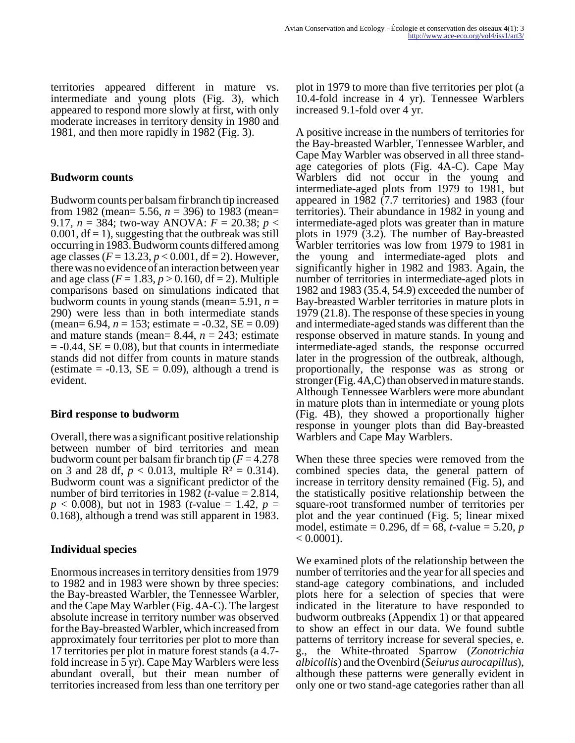territories appeared different in mature vs. intermediate and young plots (Fig. 3), which appeared to respond more slowly at first, with only moderate increases in territory density in 1980 and 1981, and then more rapidly in 1982 (Fig. 3).

### Budworm counts

Budworm counts per balsam fir branch tip increased from 1982 (mean= 5.56, $n$ = 396) to 1983 (mean= 9.17, $n$ = 384; two-way ANOVA: $F = 20.38$; $p < 0.001$, df = 1), suggesting that the outbreak was still occurring in 1983. Budworm counts differed among age classes ($F = 13.23$, $p < 0.001$, df = 2). However, there was no evidence of an interaction between year and age class ($F = 1.83$, $p > 0.160$, df = 2). Multiple comparisons based on simulations indicated that budworm counts in young stands (mean= 5.91, $n$ = 290) were less than in both intermediate stands (mean= 6.94, $n$ = 153; estimate = -0.32, SE = 0.09) and mature stands (mean= 8.44, $n$ = 243; estimate = -0.44, SE = 0.08), but that counts in intermediate stands did not differ from counts in mature stands (estimate = -0.13, SE = 0.09), although a trend is evident.

### Bird response to budworm

Overall, there was a significant positive relationship between number of bird territories and mean budworm count per balsam fir branch tip ($F = 4.278$ on 3 and 28 df, $p < 0.013$, multiple $R^2 = 0.314$). Budworm count was a significant predictor of the number of bird territories in 1982 ($t$-value = 2.814, $p < 0.008$), but not in 1983 ($t$-value = 1.42, $p$ = 0.168), although a trend was still apparent in 1983.

### Individual species

Enormous increases in territory densities from 1979 to 1982 and in 1983 were shown by three species: the Bay-breasted Warbler, the Tennessee Warbler, and the Cape May Warbler (Fig. 4A-C). The largest absolute increase in territory number was observed for the Bay-breasted Warbler, which increased from approximately four territories per plot to more than 17 territories per plot in mature forest stands (a 4.7-fold increase in 5 yr). Cape May Warblers were less abundant overall, but their mean number of territories increased from less than one territory per plot in 1979 to more than five territories per plot (a 10.4-fold increase in 4 yr). Tennessee Warblers increased 9.1-fold over 4 yr.

A positive increase in the numbers of territories for the Bay-breasted Warbler, Tennessee Warbler, and Cape May Warbler was observed in all three stand-age categories of plots (Fig. 4A-C). Cape May Warblers did not occur in the young and intermediate-aged plots from 1979 to 1981, but appeared in 1982 (7.7 territories) and 1983 (four territories). Their abundance in 1982 in young and intermediate-aged plots was greater than in mature plots in 1979 (3.2). The number of Bay-breasted Warbler territories was low from 1979 to 1981 in the young and intermediate-aged plots and significantly higher in 1982 and 1983. Again, the number of territories in intermediate-aged plots in 1982 and 1983 (35.4, 54.9) exceeded the number of Bay-breasted Warbler territories in mature plots in 1979 (21.8). The response of these species in young and intermediate-aged stands was different than the response observed in mature stands. In young and intermediate-aged stands, the response occurred later in the progression of the outbreak, although, proportionally, the response was as strong or stronger (Fig. 4A,C) than observed in mature stands. Although Tennessee Warblers were more abundant in mature plots than in intermediate or young plots (Fig. 4B), they showed a proportionally higher response in younger plots than did Bay-breasted Warblers and Cape May Warblers.

When these three species were removed from the combined species data, the general pattern of increase in territory density remained (Fig. 5), and the statistically positive relationship between the square-root transformed number of territories per plot and the year continued (Fig. 5; linear mixed model, estimate = 0.296, df = 68, $t$-value = 5.20, $p < 0.0001$).

We examined plots of the relationship between the number of territories and the year for all species and stand-age category combinations, and included plots here for a selection of species that were indicated in the literature to have responded to budworm outbreaks (Appendix 1) or that appeared to show an effect in our data. We found subtle patterns of territory increase for several species, e. g., the White-throated Sparrow (*Zonotrichia albicollis*) and the Ovenbird (*Seiurus aurocapillus*), although these patterns were generally evident in only one or two stand-age categories rather than all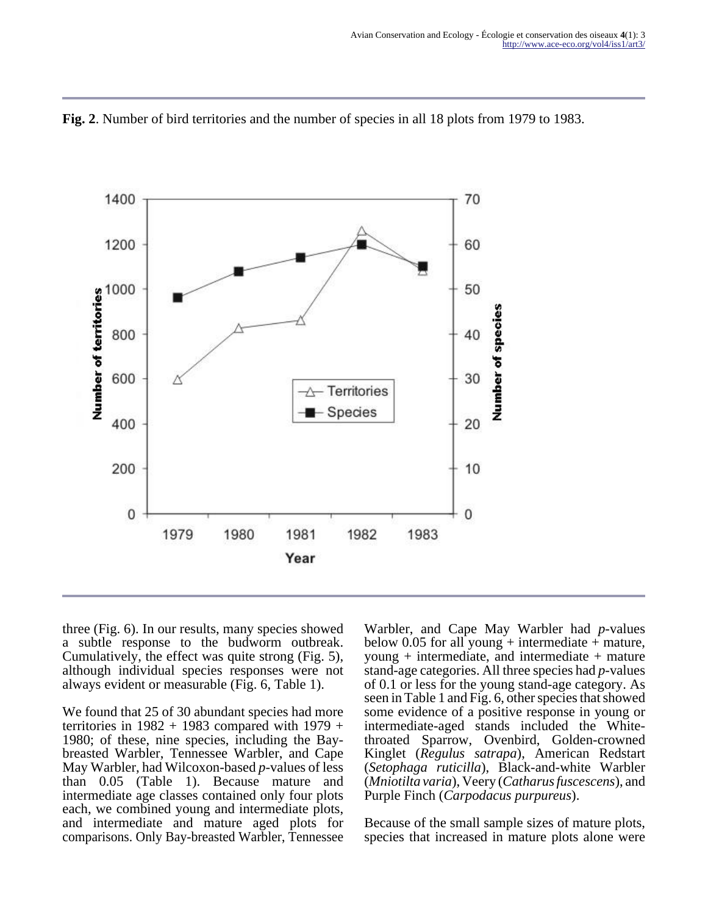**Fig. 2**. Number of bird territories and the number of species in all 18 plots from 1979 to 1983.

three (Fig. 6). In our results, many species showed a subtle response to the budworm outbreak. Cumulatively, the effect was quite strong (Fig. 5), although individual species responses were not always evident or measurable (Fig. 6, Table 1).

We found that 25 of 30 abundant species had more territories in 1982 + 1983 compared with 1979 + 1980; of these, nine species, including the Bay-breasted Warbler, Tennessee Warbler, and Cape May Warbler, had Wilcoxon-based *p*-values of less than 0.05 (Table 1). Because mature and intermediate age classes contained only four plots each, we combined young and intermediate plots, and intermediate and mature aged plots for comparisons. Only Bay-breasted Warbler, Tennessee Warbler, and Cape May Warbler had *p*-values below 0.05 for all young + intermediate + mature, young + intermediate, and intermediate + mature stand-age categories. All three species had *p*-values of 0.1 or less for the young stand-age category. As seen in Table 1 and Fig. 6, other species that showed some evidence of a positive response in young or intermediate-aged stands included the White-throated Sparrow, Ovenbird, Golden-crowned Kinglet (*Regulus satrapa*), American Redstart (*Setophaga ruticilla*), Black-and-white Warbler (*Mniotilta varia*), Veery (*Catharus fuscescens*), and Purple Finch (*Carpodacus purpureus*).

Because of the small sample sizes of mature plots, species that increased in mature plots alone were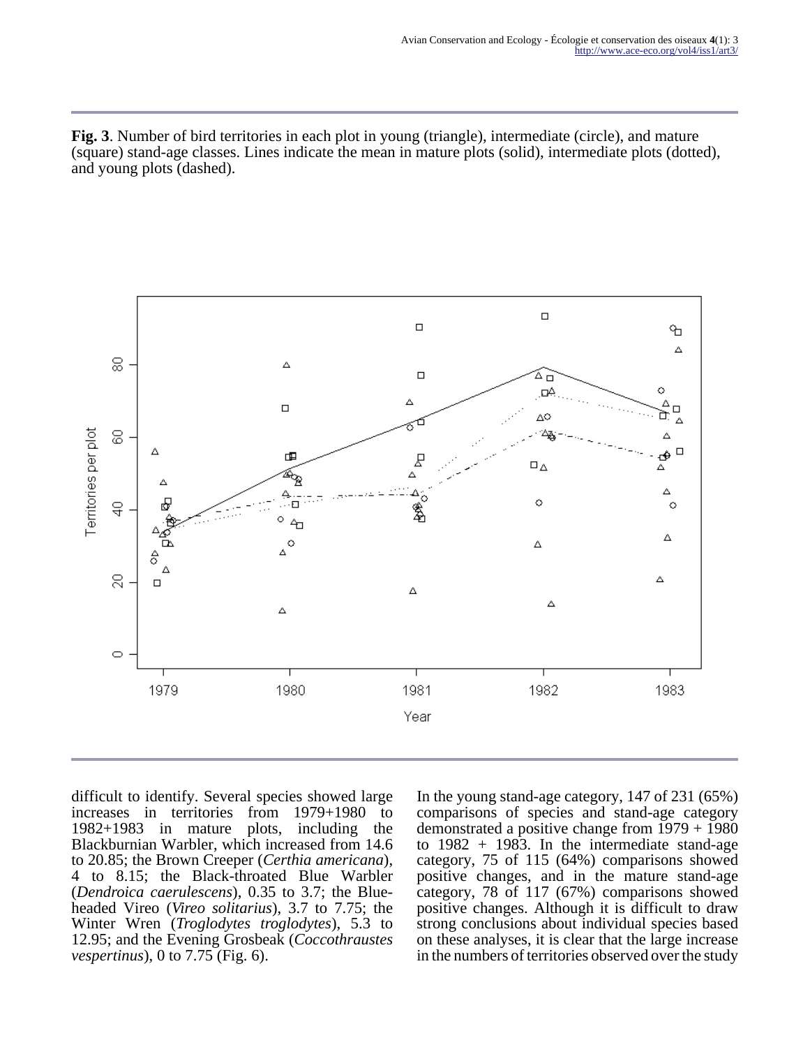**Fig. 3**. Number of bird territories in each plot in young (triangle), intermediate (circle), and mature (square) stand-age classes. Lines indicate the mean in mature plots (solid), intermediate plots (dotted), and young plots (dashed).

difficult to identify. Several species showed large increases in territories from 1979+1980 to 1982+1983 in mature plots, including the Blackburnian Warbler, which increased from 14.6 to 20.85; the Brown Creeper (*Certhia americana*), 4 to 8.15; the Black-throated Blue Warbler (*Dendroica caerulescens*), 0.35 to 3.7; the Blue-headed Vireo (*Vireo solitarius*), 3.7 to 7.75; the Winter Wren (*Troglodytes troglodytes*), 5.3 to 12.95; and the Evening Grosbeak (*Coccothraustes vespertinus*), 0 to 7.75 (Fig. 6).

In the young stand-age category, 147 of 231 (65%) comparisons of species and stand-age category demonstrated a positive change from 1979 + 1980 to 1982 + 1983. In the intermediate stand-age category, 75 of 115 (64%) comparisons showed positive changes, and in the mature stand-age category, 78 of 117 (67%) comparisons showed positive changes. Although it is difficult to draw strong conclusions about individual species based on these analyses, it is clear that the large increase in the numbers of territories observed over the study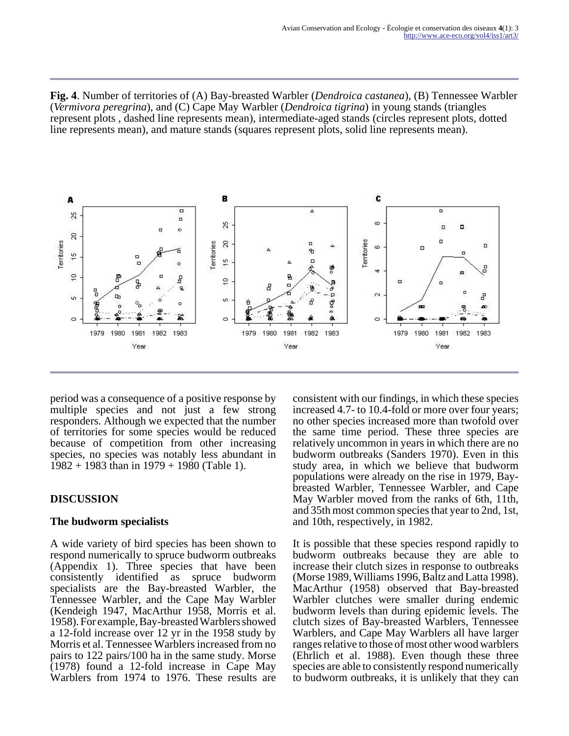**Fig. 4**. Number of territories of (A) Bay-breasted Warbler (*Dendroica castanea*), (B) Tennessee Warbler (*Vermivora peregrina*), and (C) Cape May Warbler (*Dendroica tigrina*) in young stands (triangles represent plots , dashed line represents mean), intermediate-aged stands (circles represent plots, dotted line represents mean), and mature stands (squares represent plots, solid line represents mean).

period was a consequence of a positive response by multiple species and not just a few strong responders. Although we expected that the number of territories for some species would be reduced because of competition from other increasing species, no species was notably less abundant in 1982 + 1983 than in 1979 + 1980 (Table 1).

## DISCUSSION

### The budworm specialists

A wide variety of bird species has been shown to respond numerically to spruce budworm outbreaks (Appendix 1). Three species that have been consistently identified as spruce budworm specialists are the Bay-breasted Warbler, the Tennessee Warbler, and the Cape May Warbler (Kendeigh 1947, MacArthur 1958, Morris et al. 1958). For example, Bay-breasted Warblers showed a 12-fold increase over 12 yr in the 1958 study by Morris et al. Tennessee Warblers increased from no pairs to 122 pairs/100 ha in the same study. Morse (1978) found a 12-fold increase in Cape May Warblers from 1974 to 1976. These results are consistent with our findings, in which these species increased 4.7- to 10.4-fold or more over four years; no other species increased more than twofold over the same time period. These three species are relatively uncommon in years in which there are no budworm outbreaks (Sanders 1970). Even in this study area, in which we believe that budworm populations were already on the rise in 1979, Bay-breasted Warbler, Tennessee Warbler, and Cape May Warbler moved from the ranks of 6th, 11th, and 35th most common species that year to 2nd, 1st, and 10th, respectively, in 1982.

It is possible that these species respond rapidly to budworm outbreaks because they are able to increase their clutch sizes in response to outbreaks (Morse 1989, Williams 1996, Baltz and Latta 1998). MacArthur (1958) observed that Bay-breasted Warbler clutches were smaller during endemic budworm levels than during epidemic levels. The clutch sizes of Bay-breasted Warblers, Tennessee Warblers, and Cape May Warblers all have larger ranges relative to those of most other wood warblers (Ehrlich et al. 1988). Even though these three species are able to consistently respond numerically to budworm outbreaks, it is unlikely that they can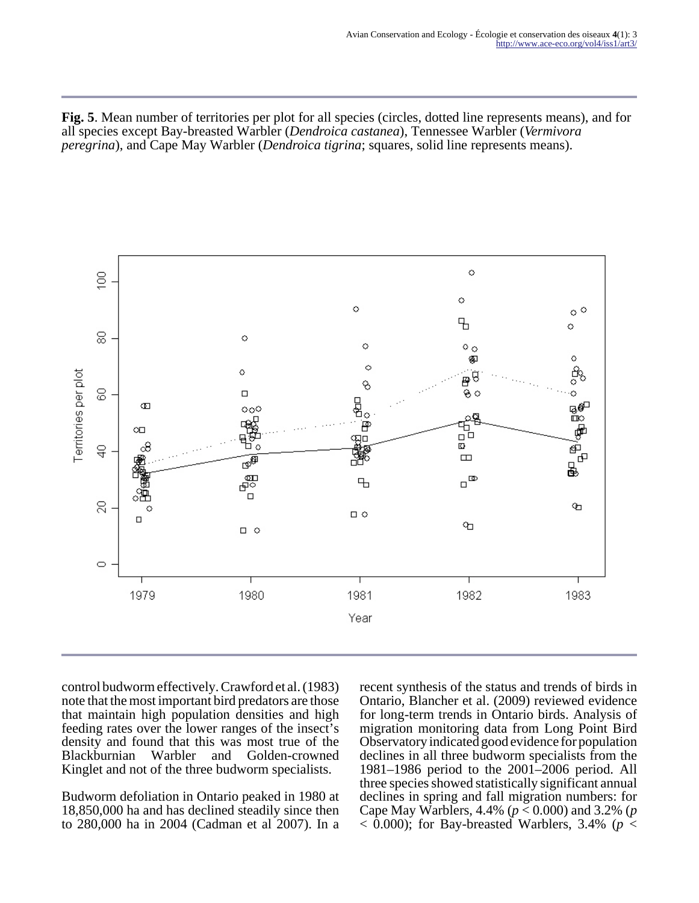**Fig. 5**. Mean number of territories per plot for all species (circles, dotted line represents means), and for all species except Bay-breasted Warbler (*Dendroica castanea*), Tennessee Warbler (*Vermivora peregrina*), and Cape May Warbler (*Dendroica tigrina*; squares, solid line represents means).

control budworm effectively. Crawford et al. (1983) note that the most important bird predators are those that maintain high population densities and high feeding rates over the lower ranges of the insect's density and found that this was most true of the Blackburnian Warbler and Golden-crowned Kinglet and not of the three budworm specialists.

Budworm defoliation in Ontario peaked in 1980 at 18,850,000 ha and has declined steadily since then to 280,000 ha in 2004 (Cadman et al 2007). In a recent synthesis of the status and trends of birds in Ontario, Blancher et al. (2009) reviewed evidence for long-term trends in Ontario birds. Analysis of migration monitoring data from Long Point Bird Observatory indicated good evidence for population declines in all three budworm specialists from the 1981–1986 period to the 2001–2006 period. All three species showed statistically significant annual declines in spring and fall migration numbers: for Cape May Warblers, 4.4% ($p < 0.000$) and 3.2% ($p < 0.000$); for Bay-breasted Warblers, 3.4% ($p <$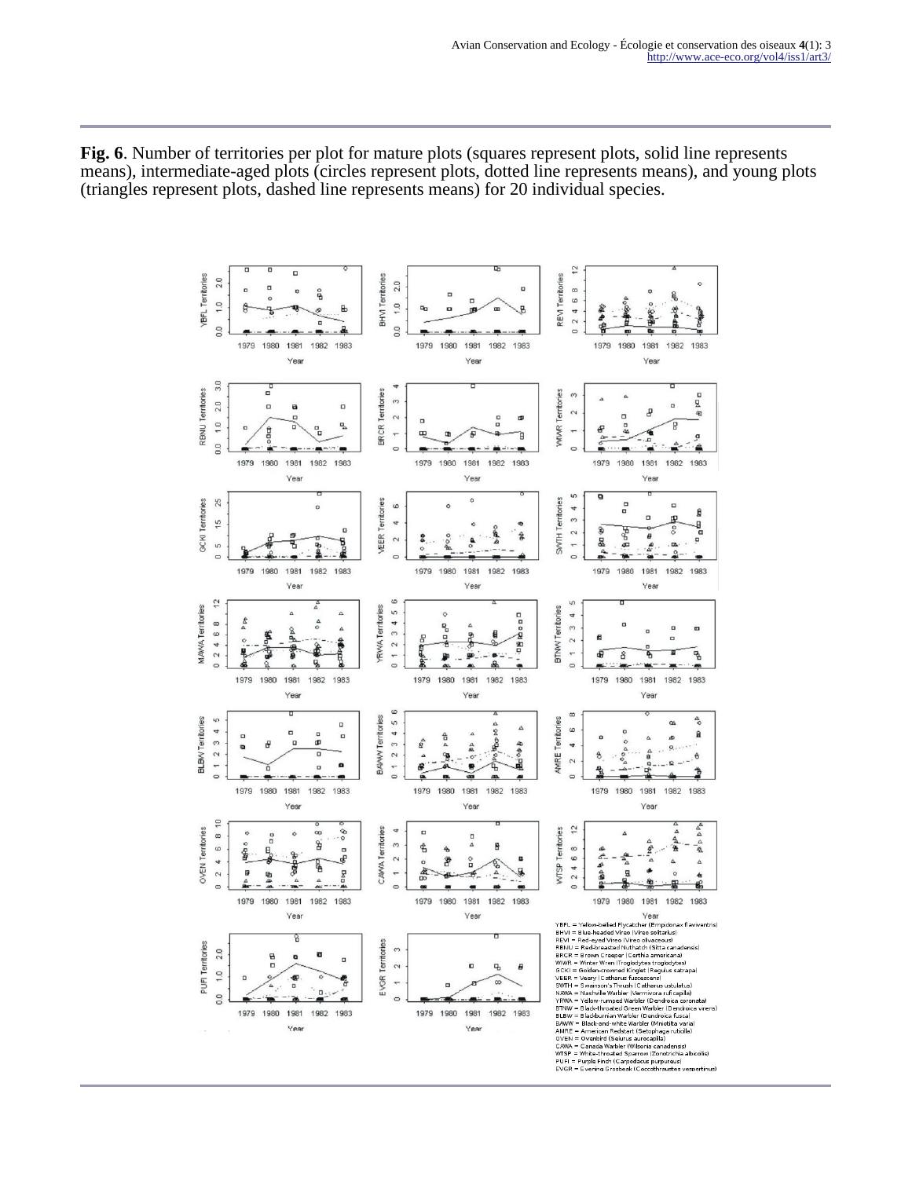**Fig. 6**. Number of territories per plot for mature plots (squares represent plots, solid line represents means), intermediate-aged plots (circles represent plots, dotted line represents means), and young plots (triangles represent plots, dashed line represents means) for 20 individual species.

YBFL = Yellow-bellied Flycatcher (Empidonax flaviventris)
BHVI = Blue-headed Vireo (Vireo solitarius)
REVI = Red-eyed Vireo (Vireo olivaceous)
RBNU = Red-breasted Nuthatch (Sitta canadensis)
BRCR = Brown Creeper (Certhia americana)
WIWR = Winter Wren (Troglodytes troglodytes)
GCKI = Golden-crowned Kinglet (Regulus satrapa)
VEER = Veery (Catharus fuscescens)
SWTH = Swainson's Thrush (Catharus ustulatus)
NAWA = Nashville Warbler (Vermivora ruficapilla)
YRWA = Yellow-rumped Warbler (Dendroica coronata)
BTNW = Black-throated Green Warbler (Dendroica virens)
BLBW = Blackburnian Warbler (Dendroica fusca)
BAWW = Black-and-white Warbler (Mniotilta varia)
AMRE = American Redstart (Setophaga ruticilla)
OVEN = Ovenbird (Seiurus aurocapilla)
CAWA = Canada Warbler (Wilsonia canadensis)
WTSP = White-throated Sparrow (Zonotrichia albicollis)
PUFI = Purple Finch (Carpodacus purpureus)
EVGR = Evening Grosbeak (Coccothraustes vespertinus)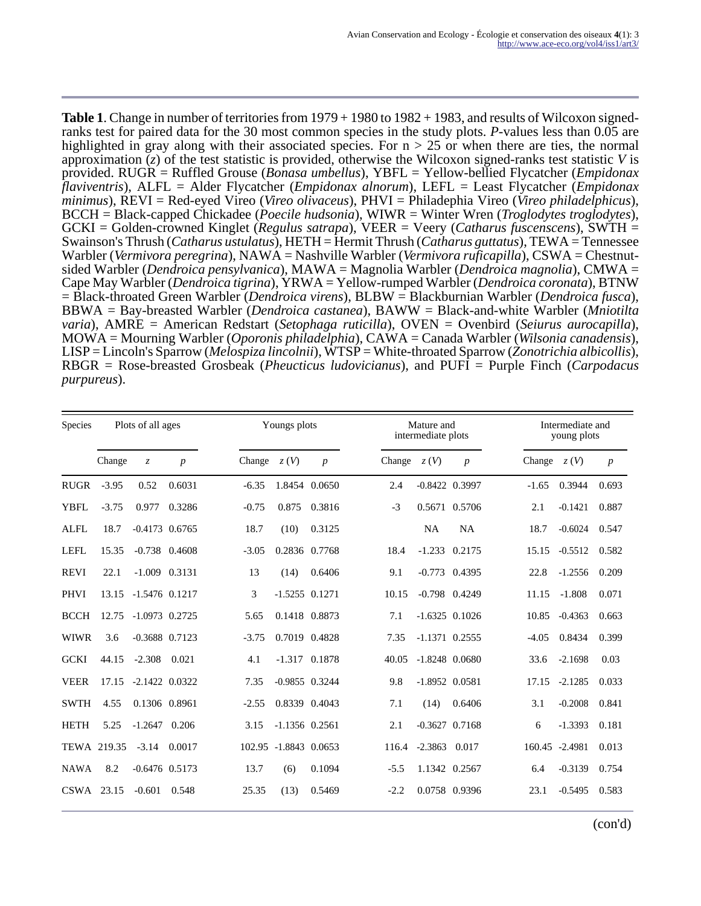**Table 1**. Change in number of territories from 1979 + 1980 to 1982 + 1983, and results of Wilcoxon signed-ranks test for paired data for the 30 most common species in the study plots. *P*-values less than 0.05 are highlighted in gray along with their associated species. For n > 25 or when there are ties, the normal approximation (*z*) of the test statistic is provided, otherwise the Wilcoxon signed-ranks test statistic *V* is provided. RUGR = Ruffled Grouse (*Bonasa umbellus*), YBFL = Yellow-bellied Flycatcher (*Empidonax flaviventris*), ALFL = Alder Flycatcher (*Empidonax alnorum*), LEFL = Least Flycatcher (*Empidonax minimus*), REVI = Red-eyed Vireo (*Vireo olivaceus*), PHVI = Philadephia Vireo (*Vireo philadelphicus*), BCCH = Black-capped Chickadee (*Poecile hudsonia*), WIWR = Winter Wren (*Troglodytes troglodytes*), GCKI = Golden-crowned Kinglet (*Regulus satrapa*), VEER = Veery (*Catharus fuscenscens*), SWTH = Swainson's Thrush (*Catharus ustulatus*), HETH = Hermit Thrush (*Catharus guttatus*), TEWA = Tennessee Warbler (*Vermivora peregrina*), NAWA = Nashville Warbler (*Vermivora ruficapilla*), CSWA = Chestnut-sided Warbler (*Dendroica pensylvanica*), MAWA = Magnolia Warbler (*Dendroica magnolia*), CMWA = Cape May Warbler (*Dendroica tigrina*), YRWA = Yellow-rumped Warbler (*Dendroica coronata*), BTNW = Black-throated Green Warbler (*Dendroica virens*), BLBW = Blackburnian Warbler (*Dendroica fusca*), BBWA = Bay-breasted Warbler (*Dendroica castanea*), BAWW = Black-and-white Warbler (*Mniotilta varia*), AMRE = American Redstart (*Setophaga ruticilla*), OVEN = Ovenbird (*Seiurus aurocapilla*), MOWA = Mourning Warbler (*Oporonis philadelphia*), CAWA = Canada Warbler (*Wilsonia canadensis*), LISP = Lincoln's Sparrow (*Melospiza lincolnii*), WTSP = White-throated Sparrow (*Zonotrichia albicollis*), RBGR = Rose-breasted Grosbeak (*Pheucticus ludovicianus*), and PUFI = Purple Finch (*Carpodacus purpureus*).

| Species | Plots of all ages | | | Youngs plots | | | Mature and intermediate plots | | | Intermediate and young plots | | |
|---|---|---|---|---|---|---|---|---|---|---|---|---|
| | Change | *z* | *p* | Change | *z* (*V*) | *p* | Change | *z* (*V*) | *p* | Change | *z* (*V*) | *p* |
| RUGR | -3.95 | 0.52 | 0.6031 | -6.35 | 1.8454 | 0.0650 | 2.4 | -0.8422 | 0.3997 | -1.65 | 0.3944 | 0.693 |
| YBFL | -3.75 | 0.977 | 0.3286 | -0.75 | 0.875 | 0.3816 | -3 | 0.5671 | 0.5706 | 2.1 | -0.1421 | 0.887 |
| ALFL | 18.7 | -0.4173 | 0.6765 | 18.7 | (10) | 0.3125 | | NA | NA | 18.7 | -0.6024 | 0.547 |
| LEFL | 15.35 | -0.738 | 0.4608 | -3.05 | 0.2836 | 0.7768 | 18.4 | -1.233 | 0.2175 | 15.15 | -0.5512 | 0.582 |
| REVI | 22.1 | -1.009 | 0.3131 | 13 | (14) | 0.6406 | 9.1 | -0.773 | 0.4395 | 22.8 | -1.2556 | 0.209 |
| PHVI | 13.15 | -1.5476 | 0.1217 | 3 | -1.5255 | 0.1271 | 10.15 | -0.798 | 0.4249 | 11.15 | -1.808 | 0.071 |
| BCCH | 12.75 | -1.0973 | 0.2725 | 5.65 | 0.1418 | 0.8873 | 7.1 | -1.6325 | 0.1026 | 10.85 | -0.4363 | 0.663 |
| WIWR | 3.6 | -0.3688 | 0.7123 | -3.75 | 0.7019 | 0.4828 | 7.35 | -1.1371 | 0.2555 | -4.05 | 0.8434 | 0.399 |
| GCKI | 44.15 | -2.308 | 0.021 | 4.1 | -1.317 | 0.1878 | 40.05 | -1.8248 | 0.0680 | 33.6 | -2.1698 | 0.03 |
| VEER | 17.15 | -2.1422 | 0.0322 | 7.35 | -0.9855 | 0.3244 | 9.8 | -1.8952 | 0.0581 | 17.15 | -2.1285 | 0.033 |
| SWTH | 4.55 | 0.1306 | 0.8961 | -2.55 | 0.8339 | 0.4043 | 7.1 | (14) | 0.6406 | 3.1 | -0.2008 | 0.841 |
| HETH | 5.25 | -1.2647 | 0.206 | 3.15 | -1.1356 | 0.2561 | 2.1 | -0.3627 | 0.7168 | 6 | -1.3393 | 0.181 |
| TEWA | 219.35 | -3.14 | 0.0017 | 102.95 | -1.8843 | 0.0653 | 116.4 | -2.3863 | 0.017 | 160.45 | -2.4981 | 0.013 |
| NAWA | 8.2 | -0.6476 | 0.5173 | 13.7 | (6) | 0.1094 | -5.5 | 1.1342 | 0.2567 | 6.4 | -0.3139 | 0.754 |
| CSWA | 23.15 | -0.601 | 0.548 | 25.35 | (13) | 0.5469 | -2.2 | 0.0758 | 0.9396 | 23.1 | -0.5495 | 0.583 |

(con'd)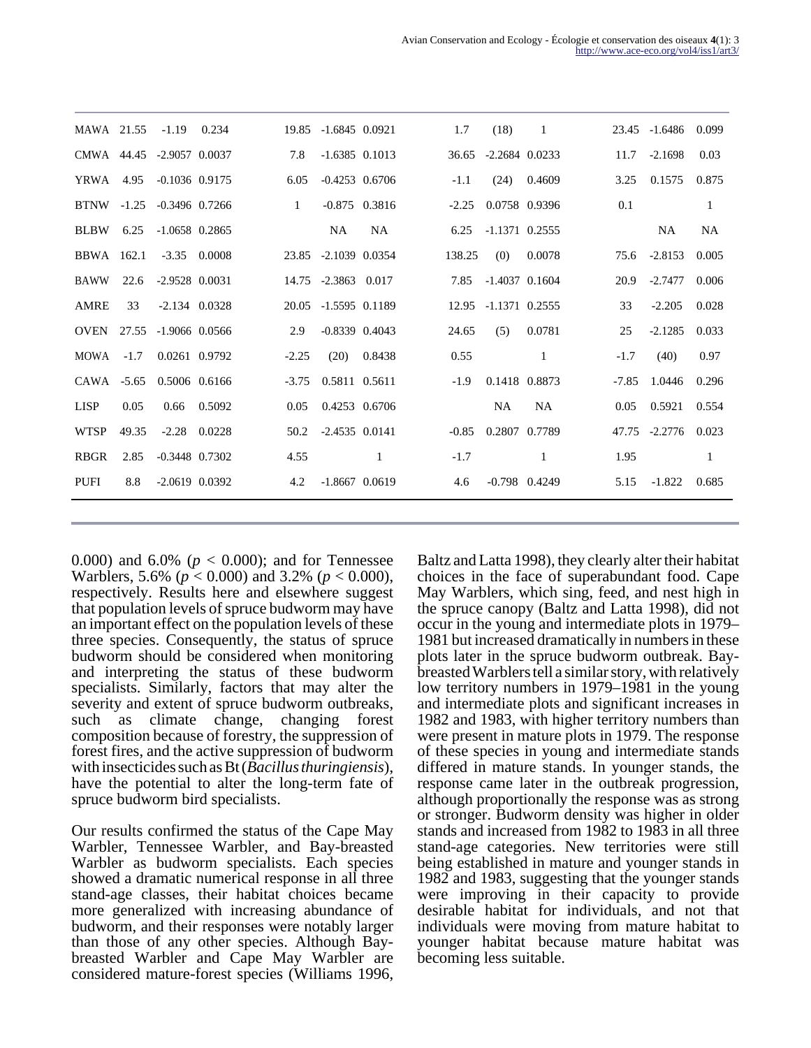| MAWA | 21.55 | -1.19 | 0.234 | 19.85 | -1.6845 | 0.0921 | 1.7 | (18) | 1 | 23.45 | -1.6486 | 0.099 |
|---|---|---|---|---|---|---|---|---|---|---|---|---|
| CMWA | 44.45 | -2.9057 | 0.0037 | 7.8 | -1.6385 | 0.1013 | 36.65 | -2.2684 | 0.0233 | 11.7 | -2.1698 | 0.03 |
| YRWA | 4.95 | -0.1036 | 0.9175 | 6.05 | -0.4253 | 0.6706 | -1.1 | (24) | 0.4609 | 3.25 | 0.1575 | 0.875 |
| BTNW | -1.25 | -0.3496 | 0.7266 | 1 | -0.875 | 0.3816 | -2.25 | 0.0758 | 0.9396 | 0.1 | | 1 |
| BLBW | 6.25 | -1.0658 | 0.2865 | | NA | NA | 6.25 | -1.1371 | 0.2555 | | NA | NA |
| BBWA | 162.1 | -3.35 | 0.0008 | 23.85 | -2.1039 | 0.0354 | 138.25 | (0) | 0.0078 | 75.6 | -2.8153 | 0.005 |
| BAWW | 22.6 | -2.9528 | 0.0031 | 14.75 | -2.3863 | 0.017 | 7.85 | -1.4037 | 0.1604 | 20.9 | -2.7477 | 0.006 |
| AMRE | 33 | -2.134 | 0.0328 | 20.05 | -1.5595 | 0.1189 | 12.95 | -1.1371 | 0.2555 | 33 | -2.205 | 0.028 |
| OVEN | 27.55 | -1.9066 | 0.0566 | 2.9 | -0.8339 | 0.4043 | 24.65 | (5) | 0.0781 | 25 | -2.1285 | 0.033 |
| MOWA | -1.7 | 0.0261 | 0.9792 | -2.25 | (20) | 0.8438 | 0.55 | | 1 | -1.7 | (40) | 0.97 |
| CAWA | -5.65 | 0.5006 | 0.6166 | -3.75 | 0.5811 | 0.5611 | -1.9 | 0.1418 | 0.8873 | -7.85 | 1.0446 | 0.296 |
| LISP | 0.05 | 0.66 | 0.5092 | 0.05 | 0.4253 | 0.6706 | | NA | NA | 0.05 | 0.5921 | 0.554 |
| WTSP | 49.35 | -2.28 | 0.0228 | 50.2 | -2.4535 | 0.0141 | -0.85 | 0.2807 | 0.7789 | 47.75 | -2.2776 | 0.023 |
| RBGR | 2.85 | -0.3448 | 0.7302 | 4.55 | | 1 | -1.7 | | 1 | 1.95 | | 1 |
| PUFI | 8.8 | -2.0619 | 0.0392 | 4.2 | -1.8667 | 0.0619 | 4.6 | -0.798 | 0.4249 | 5.15 | -1.822 | 0.685 |

0.000) and 6.0% ($p < 0.000$); and for Tennessee Warblers, 5.6% ($p < 0.000$) and 3.2% ($p < 0.000$), respectively. Results here and elsewhere suggest that population levels of spruce budworm may have an important effect on the population levels of these three species. Consequently, the status of spruce budworm should be considered when monitoring and interpreting the status of these budworm specialists. Similarly, factors that may alter the severity and extent of spruce budworm outbreaks, such as climate change, changing forest composition because of forestry, the suppression of forest fires, and the active suppression of budworm with insecticides such as Bt (*Bacillus thuringiensis*), have the potential to alter the long-term fate of spruce budworm bird specialists.

Our results confirmed the status of the Cape May Warbler, Tennessee Warbler, and Bay-breasted Warbler as budworm specialists. Each species showed a dramatic numerical response in all three stand-age classes, their habitat choices became more generalized with increasing abundance of budworm, and their responses were notably larger than those of any other species. Although Bay-breasted Warbler and Cape May Warbler are considered mature-forest species (Williams 1996, Baltz and Latta 1998), they clearly alter their habitat choices in the face of superabundant food. Cape May Warblers, which sing, feed, and nest high in the spruce canopy (Baltz and Latta 1998), did not occur in the young and intermediate plots in 1979–1981 but increased dramatically in numbers in these plots later in the spruce budworm outbreak. Bay-breasted Warblers tell a similar story, with relatively low territory numbers in 1979–1981 in the young and intermediate plots and significant increases in 1982 and 1983, with higher territory numbers than were present in mature plots in 1979. The response of these species in young and intermediate stands differed in mature stands. In younger stands, the response came later in the outbreak progression, although proportionally the response was as strong or stronger. Budworm density was higher in older stands and increased from 1982 to 1983 in all three stand-age categories. New territories were still being established in mature and younger stands in 1982 and 1983, suggesting that the younger stands were improving in their capacity to provide desirable habitat for individuals, and not that individuals were moving from mature habitat to younger habitat because mature habitat was becoming less suitable.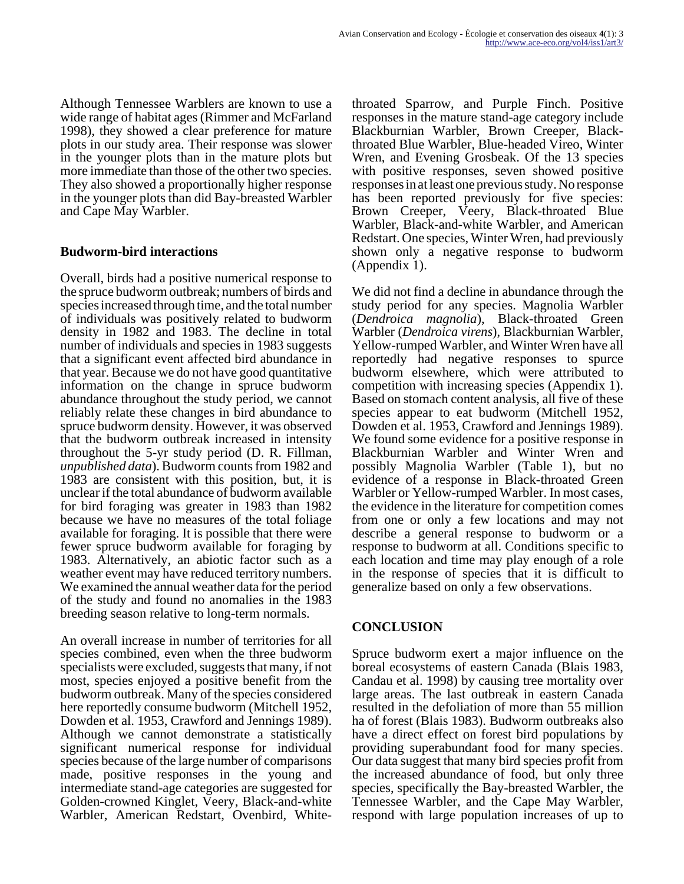Although Tennessee Warblers are known to use a wide range of habitat ages (Rimmer and McFarland 1998), they showed a clear preference for mature plots in our study area. Their response was slower in the younger plots than in the mature plots but more immediate than those of the other two species. They also showed a proportionally higher response in the younger plots than did Bay-breasted Warbler and Cape May Warbler.

### Budworm-bird interactions

Overall, birds had a positive numerical response to the spruce budworm outbreak; numbers of birds and species increased through time, and the total number of individuals was positively related to budworm density in 1982 and 1983. The decline in total number of individuals and species in 1983 suggests that a significant event affected bird abundance in that year. Because we do not have good quantitative information on the change in spruce budworm abundance throughout the study period, we cannot reliably relate these changes in bird abundance to spruce budworm density. However, it was observed that the budworm outbreak increased in intensity throughout the 5-yr study period (D. R. Fillman, *unpublished data*). Budworm counts from 1982 and 1983 are consistent with this position, but, it is unclear if the total abundance of budworm available for bird foraging was greater in 1983 than 1982 because we have no measures of the total foliage available for foraging. It is possible that there were fewer spruce budworm available for foraging by 1983. Alternatively, an abiotic factor such as a weather event may have reduced territory numbers. We examined the annual weather data for the period of the study and found no anomalies in the 1983 breeding season relative to long-term normals.

An overall increase in number of territories for all species combined, even when the three budworm specialists were excluded, suggests that many, if not most, species enjoyed a positive benefit from the budworm outbreak. Many of the species considered here reportedly consume budworm (Mitchell 1952, Dowden et al. 1953, Crawford and Jennings 1989). Although we cannot demonstrate a statistically significant numerical response for individual species because of the large number of comparisons made, positive responses in the young and intermediate stand-age categories are suggested for Golden-crowned Kinglet, Veery, Black-and-white Warbler, American Redstart, Ovenbird, White-throated Sparrow, and Purple Finch. Positive responses in the mature stand-age category include Blackburnian Warbler, Brown Creeper, Black-throated Blue Warbler, Blue-headed Vireo, Winter Wren, and Evening Grosbeak. Of the 13 species with positive responses, seven showed positive responses in at least one previous study. No response has been reported previously for five species: Brown Creeper, Veery, Black-throated Blue Warbler, Black-and-white Warbler, and American Redstart. One species, Winter Wren, had previously shown only a negative response to budworm (Appendix 1).

We did not find a decline in abundance through the study period for any species. Magnolia Warbler (*Dendroica magnolia*), Black-throated Green Warbler (*Dendroica virens*), Blackburnian Warbler, Yellow-rumped Warbler, and Winter Wren have all reportedly had negative responses to spurce budworm elsewhere, which were attributed to competition with increasing species (Appendix 1). Based on stomach content analysis, all five of these species appear to eat budworm (Mitchell 1952, Dowden et al. 1953, Crawford and Jennings 1989). We found some evidence for a positive response in Blackburnian Warbler and Winter Wren and possibly Magnolia Warbler (Table 1), but no evidence of a response in Black-throated Green Warbler or Yellow-rumped Warbler. In most cases, the evidence in the literature for competition comes from one or only a few locations and may not describe a general response to budworm or a response to budworm at all. Conditions specific to each location and time may play enough of a role in the response of species that it is difficult to generalize based on only a few observations.

## CONCLUSION

Spruce budworm exert a major influence on the boreal ecosystems of eastern Canada (Blais 1983, Candau et al. 1998) by causing tree mortality over large areas. The last outbreak in eastern Canada resulted in the defoliation of more than 55 million ha of forest (Blais 1983). Budworm outbreaks also have a direct effect on forest bird populations by providing superabundant food for many species. Our data suggest that many bird species profit from the increased abundance of food, but only three species, specifically the Bay-breasted Warbler, the Tennessee Warbler, and the Cape May Warbler, respond with large population increases of up to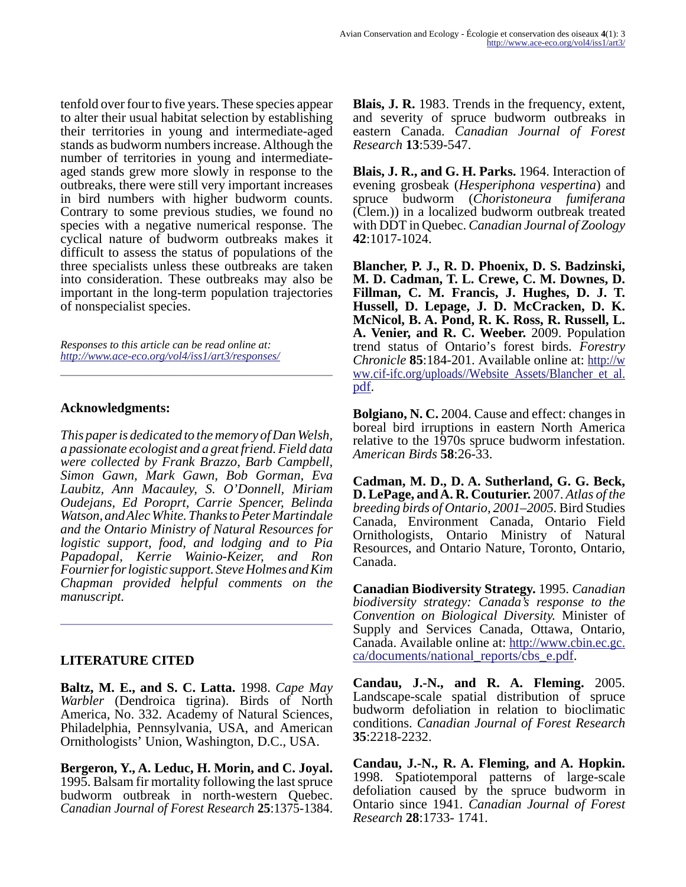tenfold over four to five years. These species appear to alter their usual habitat selection by establishing their territories in young and intermediate-aged stands as budworm numbers increase. Although the number of territories in young and intermediate-aged stands grew more slowly in response to the outbreaks, there were still very important increases in bird numbers with higher budworm counts. Contrary to some previous studies, we found no species with a negative numerical response. The cyclical nature of budworm outbreaks makes it difficult to assess the status of populations of the three specialists unless these outbreaks are taken into consideration. These outbreaks may also be important in the long-term population trajectories of nonspecialist species.

*Responses to this article can be read online at:* *http://www.ace-eco.org/vol4/iss1/art3/responses/*

## Acknowledgments:

*This paper is dedicated to the memory of Dan Welsh, a passionate ecologist and a great friend. Field data were collected by Frank Brazzo, Barb Campbell, Simon Gawn, Mark Gawn, Bob Gorman, Eva Laubitz, Ann Macauley, S. O'Donnell, Miriam Oudejans, Ed Poroprt, Carrie Spencer, Belinda Watson, and Alec White. Thanks to Peter Martindale and the Ontario Ministry of Natural Resources for logistic support, food, and lodging and to Pia Papadopal, Kerrie Wainio-Keizer, and Ron Fournier for logistic support. Steve Holmes and Kim Chapman provided helpful comments on the manuscript.*

## LITERATURE CITED

**Baltz, M. E., and S. C. Latta.** 1998. *Cape May Warbler* (Dendroica tigrina). Birds of North America, No. 332. Academy of Natural Sciences, Philadelphia, Pennsylvania, USA, and American Ornithologists' Union, Washington, D.C., USA.

**Bergeron, Y., A. Leduc, H. Morin, and C. Joyal.** 1995. Balsam fir mortality following the last spruce budworm outbreak in north-western Quebec. *Canadian Journal of Forest Research* **25**:1375-1384.

**Blais, J. R.** 1983. Trends in the frequency, extent, and severity of spruce budworm outbreaks in eastern Canada. *Canadian Journal of Forest Research* **13**:539-547.

**Blais, J. R., and G. H. Parks.** 1964. Interaction of evening grosbeak (*Hesperiphona vespertina*) and spruce budworm (*Choristoneura fumiferana* (Clem.)) in a localized budworm outbreak treated with DDT in Quebec. *Canadian Journal of Zoology* **42**:1017-1024.

**Blancher, P. J., R. D. Phoenix, D. S. Badzinski, M. D. Cadman, T. L. Crewe, C. M. Downes, D. Fillman, C. M. Francis, J. Hughes, D. J. T. Hussell, D. Lepage, J. D. McCracken, D. K. McNicol, B. A. Pond, R. K. Ross, R. Russell, L. A. Venier, and R. C. Weeber.** 2009. Population trend status of Ontario's forest birds. *Forestry Chronicle* **85**:184-201. Available online at: http://www.cif-ifc.org/uploads//Website_Assets/Blancher_et_al.pdf.

**Bolgiano, N. C.** 2004. Cause and effect: changes in boreal bird irruptions in eastern North America relative to the 1970s spruce budworm infestation. *American Birds* **58**:26-33.

**Cadman, M. D., D. A. Sutherland, G. G. Beck, D. LePage, and A. R. Couturier.** 2007. *Atlas of the breeding birds of Ontario, 2001–2005.* Bird Studies Canada, Environment Canada, Ontario Field Ornithologists, Ontario Ministry of Natural Resources, and Ontario Nature, Toronto, Ontario, Canada.

**Canadian Biodiversity Strategy.** 1995. *Canadian biodiversity strategy: Canada's response to the Convention on Biological Diversity.* Minister of Supply and Services Canada, Ottawa, Ontario, Canada. Available online at: http://www.cbin.ec.gc.ca/documents/national_reports/cbs_e.pdf.

**Candau, J.-N., and R. A. Fleming.** 2005. Landscape-scale spatial distribution of spruce budworm defoliation in relation to bioclimatic conditions. *Canadian Journal of Forest Research* **35**:2218-2232.

**Candau, J.-N., R. A. Fleming, and A. Hopkin.** 1998. Spatiotemporal patterns of large-scale defoliation caused by the spruce budworm in Ontario since 1941. *Canadian Journal of Forest Research* **28**:1733- 1741.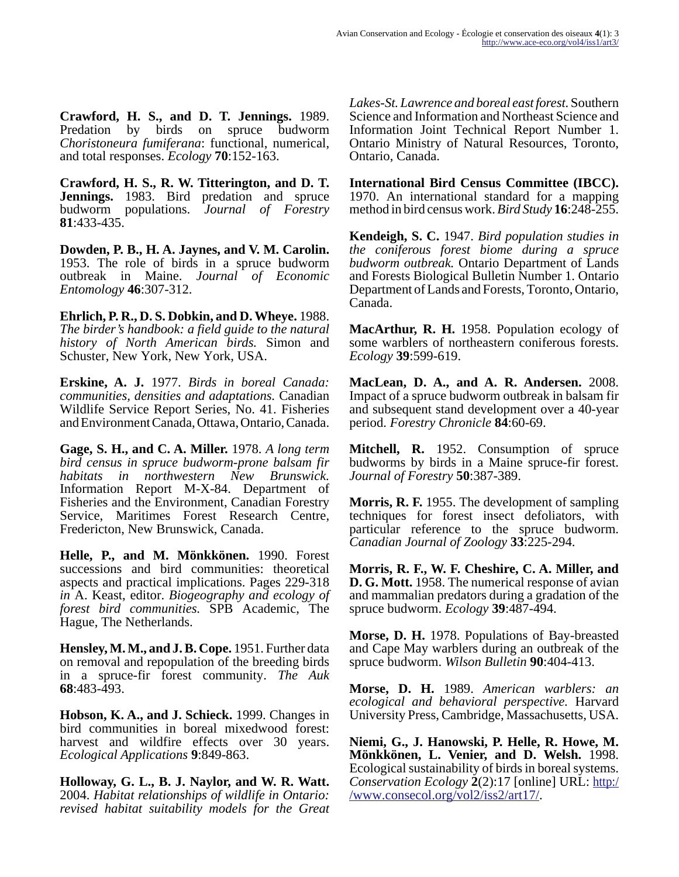**Crawford, H. S., and D. T. Jennings.** 1989. Predation by birds on spruce budworm *Choristoneura fumiferana*: functional, numerical, and total responses. *Ecology* **70**:152-163.

**Crawford, H. S., R. W. Titterington, and D. T. Jennings.** 1983. Bird predation and spruce budworm populations. *Journal of Forestry* **81**:433-435.

**Dowden, P. B., H. A. Jaynes, and V. M. Carolin.** 1953. The role of birds in a spruce budworm outbreak in Maine. *Journal of Economic Entomology* **46**:307-312.

**Ehrlich, P. R., D. S. Dobkin, and D. Wheye.** 1988. *The birder's handbook: a field guide to the natural history of North American birds.* Simon and Schuster, New York, New York, USA.

**Erskine, A. J.** 1977. *Birds in boreal Canada: communities, densities and adaptations.* Canadian Wildlife Service Report Series, No. 41. Fisheries and Environment Canada, Ottawa, Ontario, Canada.

**Gage, S. H., and C. A. Miller.** 1978. *A long term bird census in spruce budworm-prone balsam fir habitats in northwestern New Brunswick.* Information Report M-X-84. Department of Fisheries and the Environment, Canadian Forestry Service, Maritimes Forest Research Centre, Fredericton, New Brunswick, Canada.

**Helle, P., and M. Mönkkönen.** 1990. Forest successions and bird communities: theoretical aspects and practical implications. Pages 229-318 *in* A. Keast, editor. *Biogeography and ecology of forest bird communities.* SPB Academic, The Hague, The Netherlands.

**Hensley, M. M., and J. B. Cope.** 1951. Further data on removal and repopulation of the breeding birds in a spruce-fir forest community. *The Auk* **68**:483-493.

**Hobson, K. A., and J. Schieck.** 1999. Changes in bird communities in boreal mixedwood forest: harvest and wildfire effects over 30 years. *Ecological Applications* **9**:849-863.

**Holloway, G. L., B. J. Naylor, and W. R. Watt.** 2004. *Habitat relationships of wildlife in Ontario: revised habitat suitability models for the Great Lakes-St. Lawrence and boreal east forest.* Southern Science and Information and Northeast Science and Information Joint Technical Report Number 1. Ontario Ministry of Natural Resources, Toronto, Ontario, Canada.

**International Bird Census Committee (IBCC).** 1970. An international standard for a mapping method in bird census work. *Bird Study* **16**:248-255.

**Kendeigh, S. C.** 1947. *Bird population studies in the coniferous forest biome during a spruce budworm outbreak.* Ontario Department of Lands and Forests Biological Bulletin Number 1. Ontario Department of Lands and Forests, Toronto, Ontario, Canada.

**MacArthur, R. H.** 1958. Population ecology of some warblers of northeastern coniferous forests. *Ecology* **39**:599-619.

**MacLean, D. A., and A. R. Andersen.** 2008. Impact of a spruce budworm outbreak in balsam fir and subsequent stand development over a 40-year period. *Forestry Chronicle* **84**:60-69.

**Mitchell, R.** 1952. Consumption of spruce budworms by birds in a Maine spruce-fir forest. *Journal of Forestry* **50**:387-389.

**Morris, R. F.** 1955. The development of sampling techniques for forest insect defoliators, with particular reference to the spruce budworm. *Canadian Journal of Zoology* **33**:225-294.

**Morris, R. F., W. F. Cheshire, C. A. Miller, and D. G. Mott.** 1958. The numerical response of avian and mammalian predators during a gradation of the spruce budworm. *Ecology* **39**:487-494.

**Morse, D. H.** 1978. Populations of Bay-breasted and Cape May warblers during an outbreak of the spruce budworm. *Wilson Bulletin* **90**:404-413.

**Morse, D. H.** 1989. *American warblers: an ecological and behavioral perspective.* Harvard University Press, Cambridge, Massachusetts, USA.

**Niemi, G., J. Hanowski, P. Helle, R. Howe, M. Mönkkönen, L. Venier, and D. Welsh.** 1998. Ecological sustainability of birds in boreal systems. *Conservation Ecology* **2**(2):17 [online] URL: http://www.consecol.org/vol2/iss2/art17/.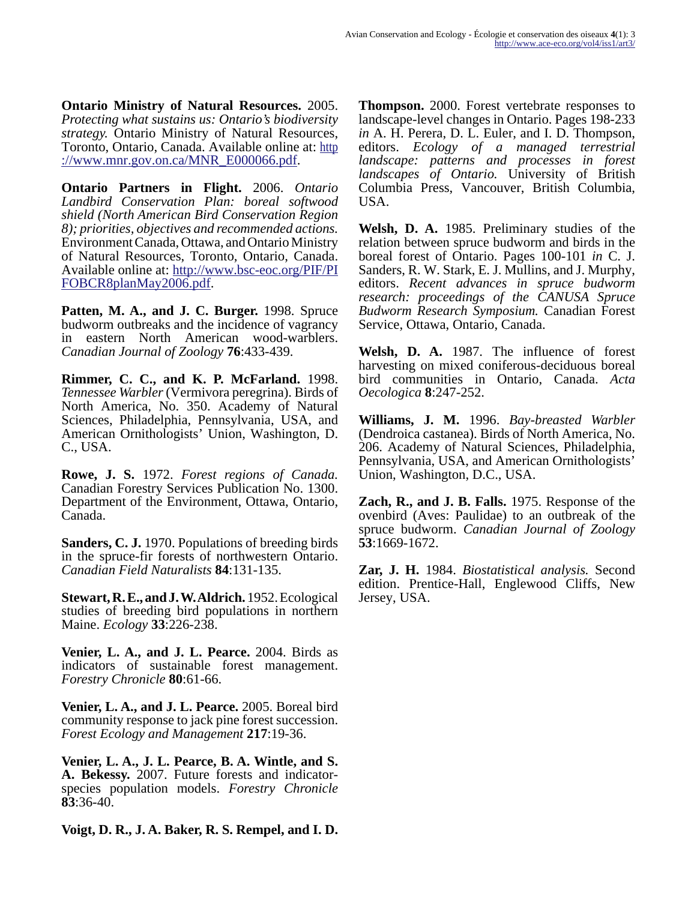**Ontario Ministry of Natural Resources.** 2005. *Protecting what sustains us: Ontario's biodiversity strategy.* Ontario Ministry of Natural Resources, Toronto, Ontario, Canada. Available online at: http://www.mnr.gov.on.ca/MNR_E000066.pdf.

**Ontario Partners in Flight.** 2006. *Ontario Landbird Conservation Plan: boreal softwood shield (North American Bird Conservation Region 8); priorities, objectives and recommended actions.* Environment Canada, Ottawa, and Ontario Ministry of Natural Resources, Toronto, Ontario, Canada. Available online at: http://www.bsc-eoc.org/PIF/PIFOBCR8planMay2006.pdf.

**Patten, M. A., and J. C. Burger.** 1998. Spruce budworm outbreaks and the incidence of vagrancy in eastern North American wood-warblers. *Canadian Journal of Zoology* **76**:433-439.

**Rimmer, C. C., and K. P. McFarland.** 1998. *Tennessee Warbler* (Vermivora peregrina). Birds of North America, No. 350. Academy of Natural Sciences, Philadelphia, Pennsylvania, USA, and American Ornithologists' Union, Washington, D. C., USA.

**Rowe, J. S.** 1972. *Forest regions of Canada.* Canadian Forestry Services Publication No. 1300. Department of the Environment, Ottawa, Ontario, Canada.

**Sanders, C. J.** 1970. Populations of breeding birds in the spruce-fir forests of northwestern Ontario. *Canadian Field Naturalists* **84**:131-135.

**Stewart, R. E., and J. W. Aldrich.** 1952. Ecological studies of breeding bird populations in northern Maine. *Ecology* **33**:226-238.

**Venier, L. A., and J. L. Pearce.** 2004. Birds as indicators of sustainable forest management. *Forestry Chronicle* **80**:61-66.

**Venier, L. A., and J. L. Pearce.** 2005. Boreal bird community response to jack pine forest succession. *Forest Ecology and Management* **217**:19-36.

**Venier, L. A., J. L. Pearce, B. A. Wintle, and S. A. Bekessy.** 2007. Future forests and indicator-species population models. *Forestry Chronicle* **83**:36-40.

**Voigt, D. R., J. A. Baker, R. S. Rempel, and I. D. Thompson.** 2000. Forest vertebrate responses to landscape-level changes in Ontario. Pages 198-233 *in* A. H. Perera, D. L. Euler, and I. D. Thompson, editors. *Ecology of a managed terrestrial landscape: patterns and processes in forest landscapes of Ontario.* University of British Columbia Press, Vancouver, British Columbia, USA.

**Welsh, D. A.** 1985. Preliminary studies of the relation between spruce budworm and birds in the boreal forest of Ontario. Pages 100-101 *in* C. J. Sanders, R. W. Stark, E. J. Mullins, and J. Murphy, editors. *Recent advances in spruce budworm research: proceedings of the CANUSA Spruce Budworm Research Symposium.* Canadian Forest Service, Ottawa, Ontario, Canada.

**Welsh, D. A.** 1987. The influence of forest harvesting on mixed coniferous-deciduous boreal bird communities in Ontario, Canada. *Acta Oecologica* **8**:247-252.

**Williams, J. M.** 1996. *Bay-breasted Warbler* (Dendroica castanea). Birds of North America, No. 206. Academy of Natural Sciences, Philadelphia, Pennsylvania, USA, and American Ornithologists' Union, Washington, D.C., USA.

**Zach, R., and J. B. Falls.** 1975. Response of the ovenbird (Aves: Paulidae) to an outbreak of the spruce budworm. *Canadian Journal of Zoology* **53**:1669-1672.

**Zar, J. H.** 1984. *Biostatistical analysis.* Second edition. Prentice-Hall, Englewood Cliffs, New Jersey, USA.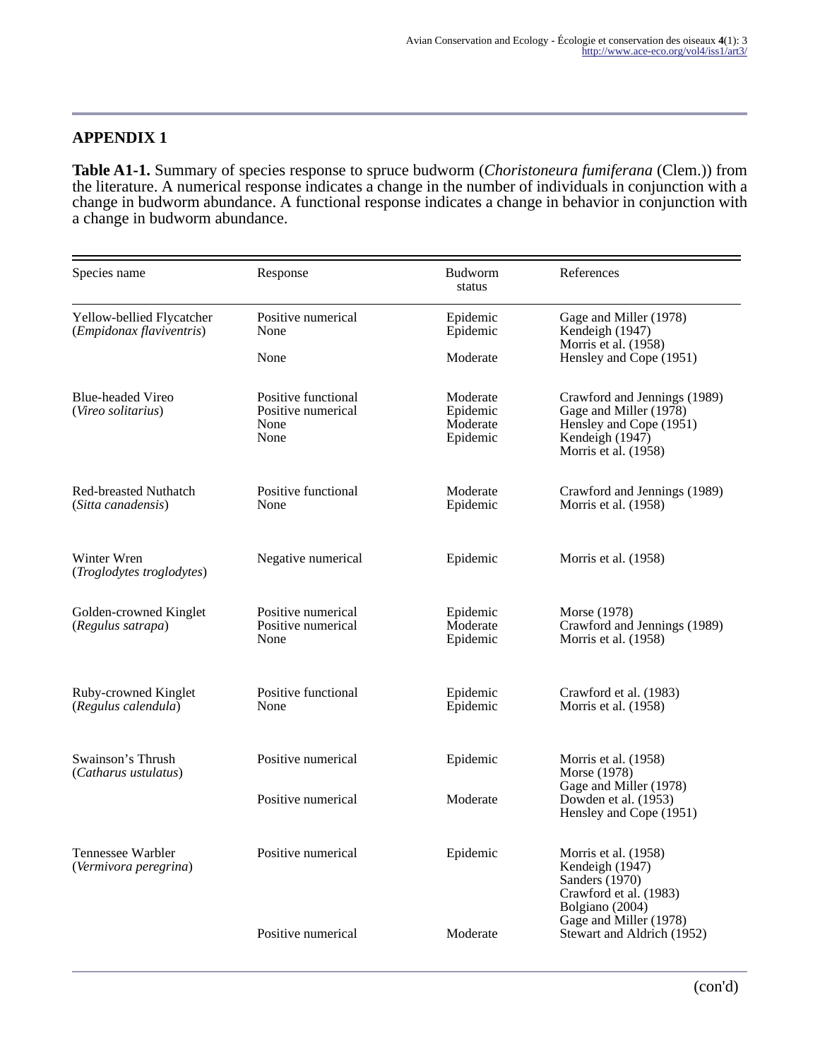## APPENDIX 1

**Table A1-1.** Summary of species response to spruce budworm (*Choristoneura fumiferana* (Clem.)) from the literature. A numerical response indicates a change in the number of individuals in conjunction with a change in budworm abundance. A functional response indicates a change in behavior in conjunction with a change in budworm abundance.

| Species name | Response | Budworm status | References |
|---|---|---|---|
| Yellow-bellied Flycatcher (*Empidonax flaviventris*) | Positive numerical | Epidemic | Gage and Miller (1978) |
| | None | Epidemic | Kendeigh (1947)<br>Morris et al. (1958) |
| | None | Moderate | Hensley and Cope (1951) |
| Blue-headed Vireo (*Vireo solitarius*) | Positive functional | Moderate | Crawford and Jennings (1989) |
| | Positive numerical | Epidemic | Gage and Miller (1978) |
| | None | Moderate | Hensley and Cope (1951) |
| | None | Epidemic | Kendeigh (1947)<br>Morris et al. (1958) |
| Red-breasted Nuthatch (*Sitta canadensis*) | Positive functional | Moderate | Crawford and Jennings (1989) |
| | None | Epidemic | Morris et al. (1958) |
| Winter Wren (*Troglodytes troglodytes*) | Negative numerical | Epidemic | Morris et al. (1958) |
| Golden-crowned Kinglet (*Regulus satrapa*) | Positive numerical | Epidemic | Morse (1978) |
| | Positive numerical | Moderate | Crawford and Jennings (1989) |
| | None | Epidemic | Morris et al. (1958) |
| Ruby-crowned Kinglet (*Regulus calendula*) | Positive functional | Epidemic | Crawford et al. (1983) |
| | None | Epidemic | Morris et al. (1958) |
| Swainson's Thrush (*Catharus ustulatus*) | Positive numerical | Epidemic | Morris et al. (1958)<br>Morse (1978)<br>Gage and Miller (1978) |
| | Positive numerical | Moderate | Dowden et al. (1953)<br>Hensley and Cope (1951) |
| Tennessee Warbler (*Vermivora peregrina*) | Positive numerical | Epidemic | Morris et al. (1958)<br>Kendeigh (1947)<br>Sanders (1970)<br>Crawford et al. (1983)<br>Bolgiano (2004)<br>Gage and Miller (1978) |
| | Positive numerical | Moderate | Stewart and Aldrich (1952) |

(con'd)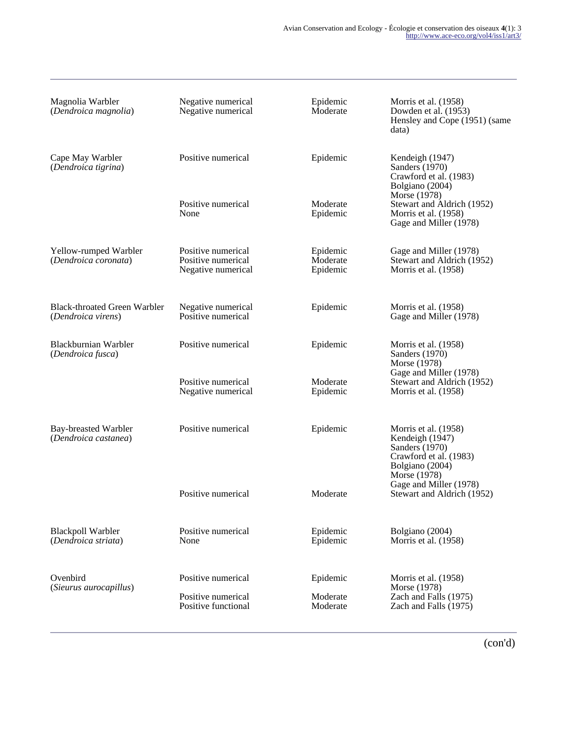| | | | |
|---|---|---|---|
| Magnolia Warbler (*Dendroica magnolia*) | Negative numerical<br>Negative numerical | Epidemic<br>Moderate | Morris et al. (1958)<br>Dowden et al. (1953)<br>Hensley and Cope (1951) (same data) |
| Cape May Warbler (*Dendroica tigrina*) | Positive numerical | Epidemic | Kendeigh (1947)<br>Sanders (1970)<br>Crawford et al. (1983)<br>Bolgiano (2004)<br>Morse (1978) |
| | Positive numerical | Moderate | Stewart and Aldrich (1952) |
| | None | Epidemic | Morris et al. (1958)<br>Gage and Miller (1978) |
| Yellow-rumped Warbler (*Dendroica coronata*) | Positive numerical<br>Positive numerical<br>Negative numerical | Epidemic<br>Moderate<br>Epidemic | Gage and Miller (1978)<br>Stewart and Aldrich (1952)<br>Morris et al. (1958) |
| Black-throated Green Warbler (*Dendroica virens*) | Negative numerical<br>Positive numerical | Epidemic | Morris et al. (1958)<br>Gage and Miller (1978) |
| Blackburnian Warbler (*Dendroica fusca*) | Positive numerical | Epidemic | Morris et al. (1958)<br>Sanders (1970)<br>Morse (1978)<br>Gage and Miller (1978) |
| | Positive numerical | Moderate | Stewart and Aldrich (1952) |
| | Negative numerical | Epidemic | Morris et al. (1958) |
| Bay-breasted Warbler (*Dendroica castanea*) | Positive numerical | Epidemic | Morris et al. (1958)<br>Kendeigh (1947)<br>Sanders (1970)<br>Crawford et al. (1983)<br>Bolgiano (2004)<br>Morse (1978)<br>Gage and Miller (1978) |
| | Positive numerical | Moderate | Stewart and Aldrich (1952) |
| Blackpoll Warbler (*Dendroica striata*) | Positive numerical<br>None | Epidemic<br>Epidemic | Bolgiano (2004)<br>Morris et al. (1958) |
| Ovenbird (*Sieurus aurocapillus*) | Positive numerical | Epidemic | Morris et al. (1958)<br>Morse (1978) |
| | Positive numerical | Moderate | Zach and Falls (1975) |
| | Positive functional | Moderate | Zach and Falls (1975) |

(con'd)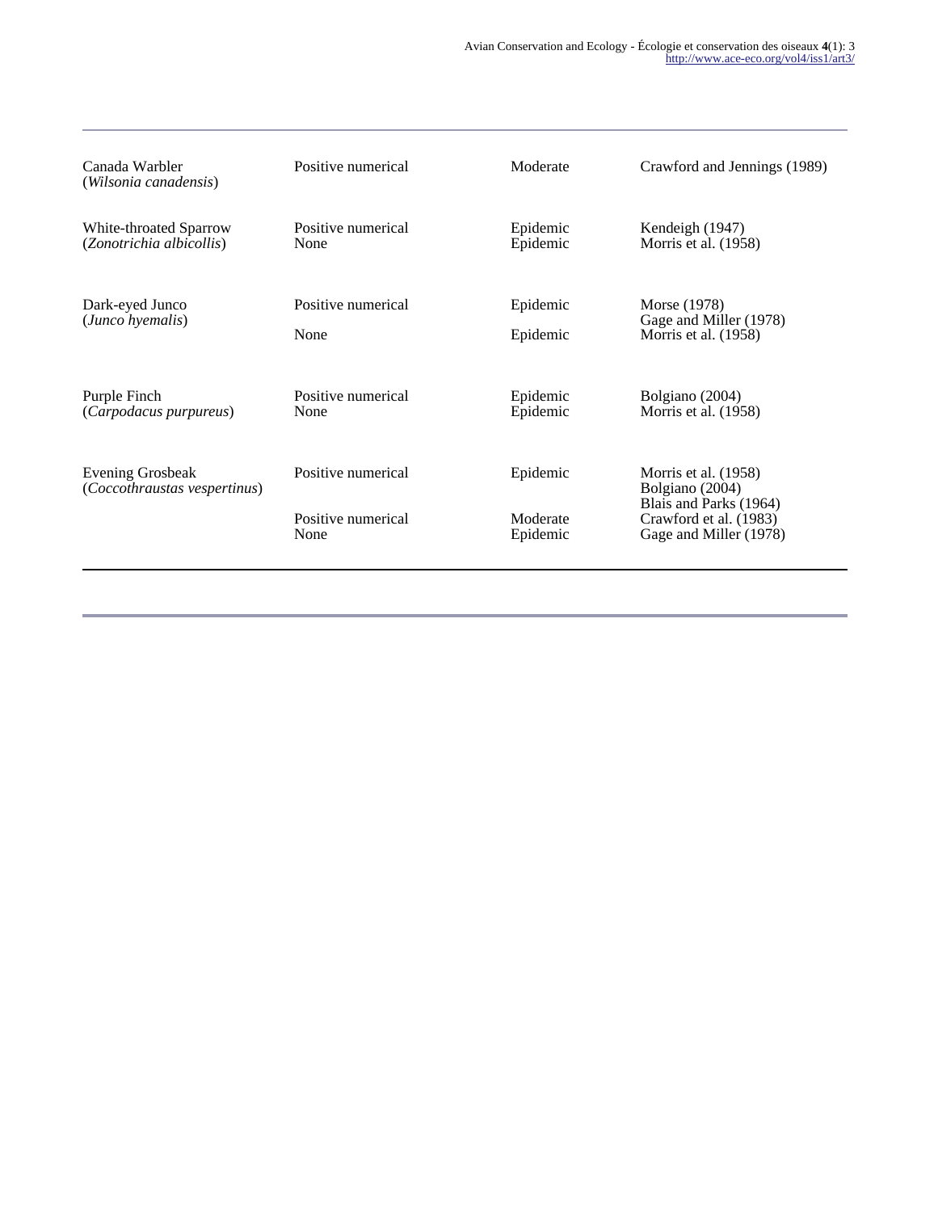| | | | |
|---|---|---|---|
| Canada Warbler (*Wilsonia canadensis*) | Positive numerical | Moderate | Crawford and Jennings (1989) |
| White-throated Sparrow (*Zonotrichia albicollis*) | Positive numerical | Epidemic | Kendeigh (1947) |
| | None | Epidemic | Morris et al. (1958) |
| Dark-eyed Junco (*Junco hyemalis*) | Positive numerical | Epidemic | Morse (1978) |
| | | | Gage and Miller (1978) |
| | None | Epidemic | Morris et al. (1958) |
| Purple Finch (*Carpodacus purpureus*) | Positive numerical | Epidemic | Bolgiano (2004) |
| | None | Epidemic | Morris et al. (1958) |
| Evening Grosbeak (*Coccothraustas vespertinus*) | Positive numerical | Epidemic | Morris et al. (1958) |
| | | | Bolgiano (2004) |
| | | | Blais and Parks (1964) |
| | Positive numerical | Moderate | Crawford et al. (1983) |
| | None | Epidemic | Gage and Miller (1978) |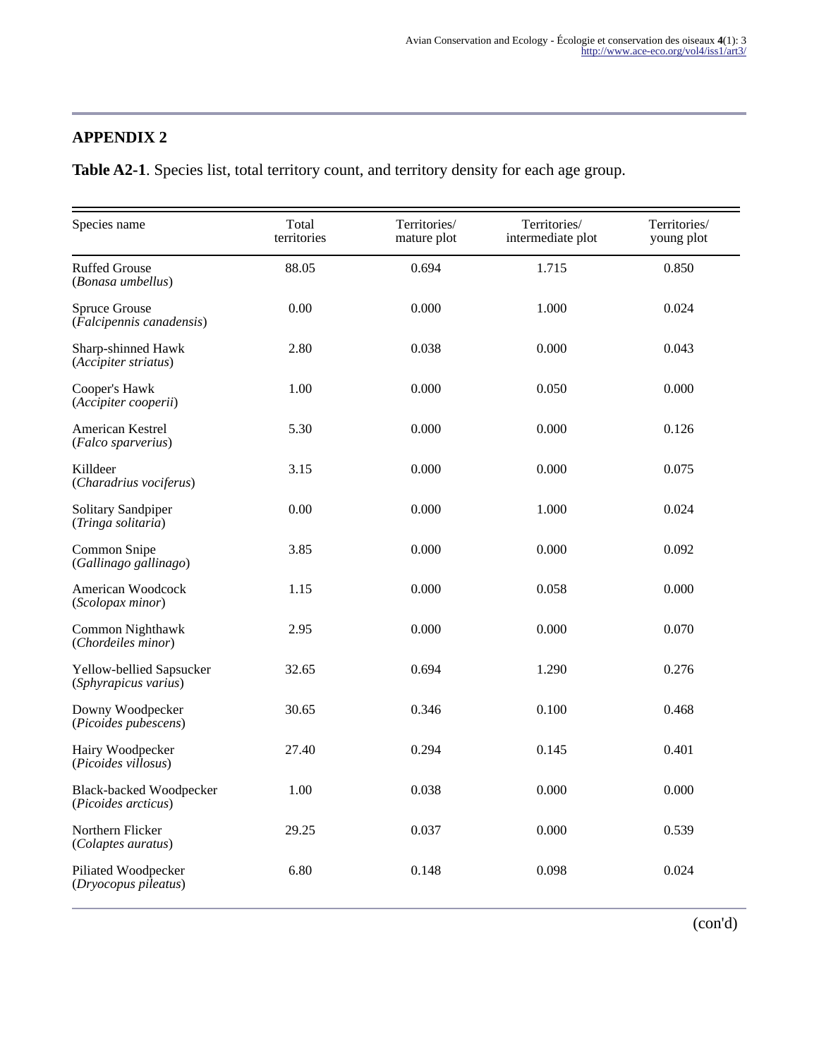## APPENDIX 2

**Table A2-1**. Species list, total territory count, and territory density for each age group.

| Species name | Total territories | Territories/ mature plot | Territories/ intermediate plot | Territories/ young plot |
|---|---|---|---|---|
| Ruffed Grouse (*Bonasa umbellus*) | 88.05 | 0.694 | 1.715 | 0.850 |
| Spruce Grouse (*Falcipennis canadensis*) | 0.00 | 0.000 | 1.000 | 0.024 |
| Sharp-shinned Hawk (*Accipiter striatus*) | 2.80 | 0.038 | 0.000 | 0.043 |
| Cooper's Hawk (*Accipiter cooperii*) | 1.00 | 0.000 | 0.050 | 0.000 |
| American Kestrel (*Falco sparverius*) | 5.30 | 0.000 | 0.000 | 0.126 |
| Killdeer (*Charadrius vociferus*) | 3.15 | 0.000 | 0.000 | 0.075 |
| Solitary Sandpiper (*Tringa solitaria*) | 0.00 | 0.000 | 1.000 | 0.024 |
| Common Snipe (*Gallinago gallinago*) | 3.85 | 0.000 | 0.000 | 0.092 |
| American Woodcock (*Scolopax minor*) | 1.15 | 0.000 | 0.058 | 0.000 |
| Common Nighthawk (*Chordeiles minor*) | 2.95 | 0.000 | 0.000 | 0.070 |
| Yellow-bellied Sapsucker (*Sphyrapicus varius*) | 32.65 | 0.694 | 1.290 | 0.276 |
| Downy Woodpecker (*Picoides pubescens*) | 30.65 | 0.346 | 0.100 | 0.468 |
| Hairy Woodpecker (*Picoides villosus*) | 27.40 | 0.294 | 0.145 | 0.401 |
| Black-backed Woodpecker (*Picoides arcticus*) | 1.00 | 0.038 | 0.000 | 0.000 |
| Northern Flicker (*Colaptes auratus*) | 29.25 | 0.037 | 0.000 | 0.539 |
| Piliated Woodpecker (*Dryocopus pileatus*) | 6.80 | 0.148 | 0.098 | 0.024 |

(con'd)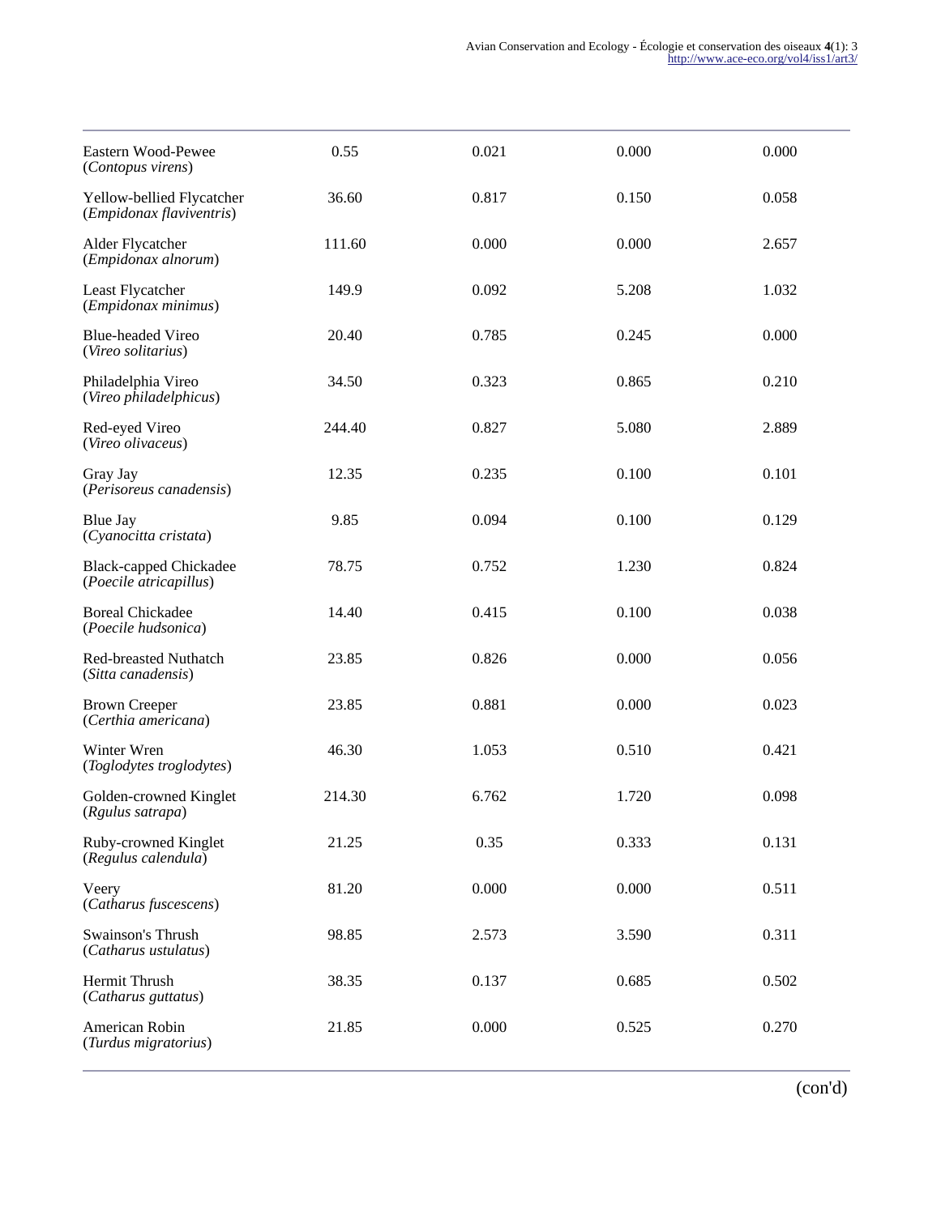| | | | | |
|---|---|---|---|---|
| Eastern Wood-Pewee (*Contopus virens*) | 0.55 | 0.021 | 0.000 | 0.000 |
| Yellow-bellied Flycatcher (*Empidonax flaviventris*) | 36.60 | 0.817 | 0.150 | 0.058 |
| Alder Flycatcher (*Empidonax alnorum*) | 111.60 | 0.000 | 0.000 | 2.657 |
| Least Flycatcher (*Empidonax minimus*) | 149.9 | 0.092 | 5.208 | 1.032 |
| Blue-headed Vireo (*Vireo solitarius*) | 20.40 | 0.785 | 0.245 | 0.000 |
| Philadelphia Vireo (*Vireo philadelphicus*) | 34.50 | 0.323 | 0.865 | 0.210 |
| Red-eyed Vireo (*Vireo olivaceus*) | 244.40 | 0.827 | 5.080 | 2.889 |
| Gray Jay (*Perisoreus canadensis*) | 12.35 | 0.235 | 0.100 | 0.101 |
| Blue Jay (*Cyanocitta cristata*) | 9.85 | 0.094 | 0.100 | 0.129 |
| Black-capped Chickadee (*Poecile atricapillus*) | 78.75 | 0.752 | 1.230 | 0.824 |
| Boreal Chickadee (*Poecile hudsonica*) | 14.40 | 0.415 | 0.100 | 0.038 |
| Red-breasted Nuthatch (*Sitta canadensis*) | 23.85 | 0.826 | 0.000 | 0.056 |
| Brown Creeper (*Certhia americana*) | 23.85 | 0.881 | 0.000 | 0.023 |
| Winter Wren (*Toglodytes troglodytes*) | 46.30 | 1.053 | 0.510 | 0.421 |
| Golden-crowned Kinglet (*Rgulus satrapa*) | 214.30 | 6.762 | 1.720 | 0.098 |
| Ruby-crowned Kinglet (*Regulus calendula*) | 21.25 | 0.35 | 0.333 | 0.131 |
| Veery (*Catharus fuscescens*) | 81.20 | 0.000 | 0.000 | 0.511 |
| Swainson's Thrush (*Catharus ustulatus*) | 98.85 | 2.573 | 3.590 | 0.311 |
| Hermit Thrush (*Catharus guttatus*) | 38.35 | 0.137 | 0.685 | 0.502 |
| American Robin (*Turdus migratorius*) | 21.85 | 0.000 | 0.525 | 0.270 |

(con'd)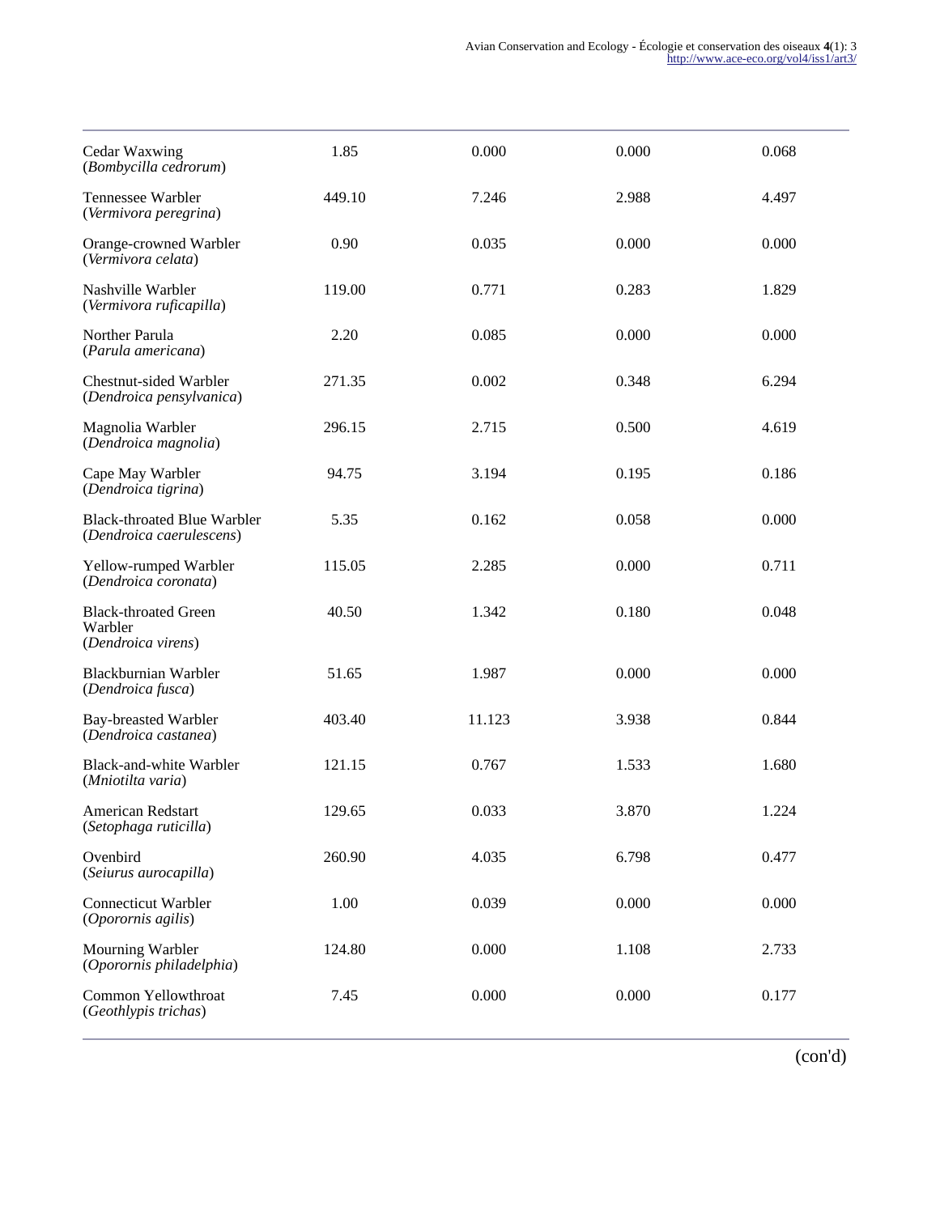| | | | | |
|---|---|---|---|---|
| Cedar Waxwing (*Bombycilla cedrorum*) | 1.85 | 0.000 | 0.000 | 0.068 |
| Tennessee Warbler (*Vermivora peregrina*) | 449.10 | 7.246 | 2.988 | 4.497 |
| Orange-crowned Warbler (*Vermivora celata*) | 0.90 | 0.035 | 0.000 | 0.000 |
| Nashville Warbler (*Vermivora ruficapilla*) | 119.00 | 0.771 | 0.283 | 1.829 |
| Norther Parula (*Parula americana*) | 2.20 | 0.085 | 0.000 | 0.000 |
| Chestnut-sided Warbler (*Dendroica pensylvanica*) | 271.35 | 0.002 | 0.348 | 6.294 |
| Magnolia Warbler (*Dendroica magnolia*) | 296.15 | 2.715 | 0.500 | 4.619 |
| Cape May Warbler (*Dendroica tigrina*) | 94.75 | 3.194 | 0.195 | 0.186 |
| Black-throated Blue Warbler (*Dendroica caerulescens*) | 5.35 | 0.162 | 0.058 | 0.000 |
| Yellow-rumped Warbler (*Dendroica coronata*) | 115.05 | 2.285 | 0.000 | 0.711 |
| Black-throated Green Warbler (*Dendroica virens*) | 40.50 | 1.342 | 0.180 | 0.048 |
| Blackburnian Warbler (*Dendroica fusca*) | 51.65 | 1.987 | 0.000 | 0.000 |
| Bay-breasted Warbler (*Dendroica castanea*) | 403.40 | 11.123 | 3.938 | 0.844 |
| Black-and-white Warbler (*Mniotilta varia*) | 121.15 | 0.767 | 1.533 | 1.680 |
| American Redstart (*Setophaga ruticilla*) | 129.65 | 0.033 | 3.870 | 1.224 |
| Ovenbird (*Seiurus aurocapilla*) | 260.90 | 4.035 | 6.798 | 0.477 |
| Connecticut Warbler (*Oporornis agilis*) | 1.00 | 0.039 | 0.000 | 0.000 |
| Mourning Warbler (*Oporornis philadelphia*) | 124.80 | 0.000 | 1.108 | 2.733 |
| Common Yellowthroat (*Geothlypis trichas*) | 7.45 | 0.000 | 0.000 | 0.177 |

(con'd)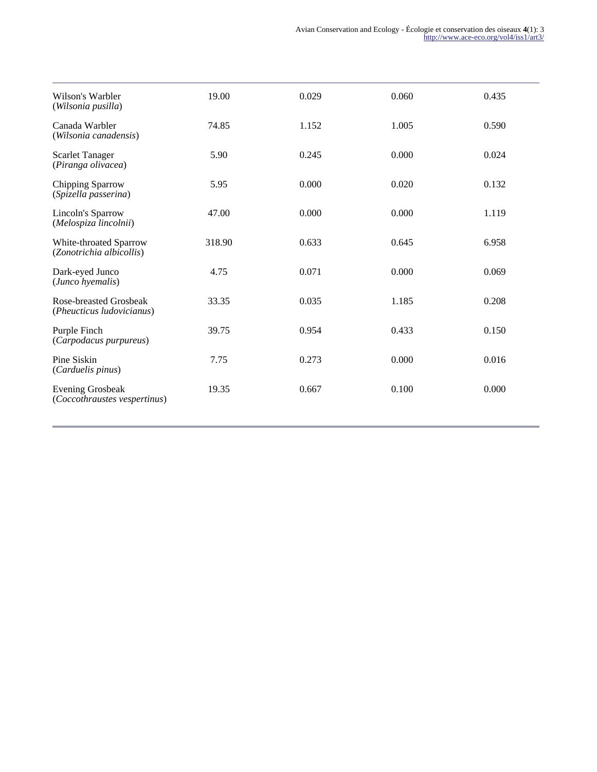| | | | | |
|---|---|---|---|---|
| Wilson's Warbler (*Wilsonia pusilla*) | 19.00 | 0.029 | 0.060 | 0.435 |
| Canada Warbler (*Wilsonia canadensis*) | 74.85 | 1.152 | 1.005 | 0.590 |
| Scarlet Tanager (*Piranga olivacea*) | 5.90 | 0.245 | 0.000 | 0.024 |
| Chipping Sparrow (*Spizella passerina*) | 5.95 | 0.000 | 0.020 | 0.132 |
| Lincoln's Sparrow (*Melospiza lincolnii*) | 47.00 | 0.000 | 0.000 | 1.119 |
| White-throated Sparrow (*Zonotrichia albicollis*) | 318.90 | 0.633 | 0.645 | 6.958 |
| Dark-eyed Junco (*Junco hyemalis*) | 4.75 | 0.071 | 0.000 | 0.069 |
| Rose-breasted Grosbeak (*Pheucticus ludovicianus*) | 33.35 | 0.035 | 1.185 | 0.208 |
| Purple Finch (*Carpodacus purpureus*) | 39.75 | 0.954 | 0.433 | 0.150 |
| Pine Siskin (*Carduelis pinus*) | 7.75 | 0.273 | 0.000 | 0.016 |
| Evening Grosbeak (*Coccothraustes vespertinus*) | 19.35 | 0.667 | 0.100 | 0.000 |